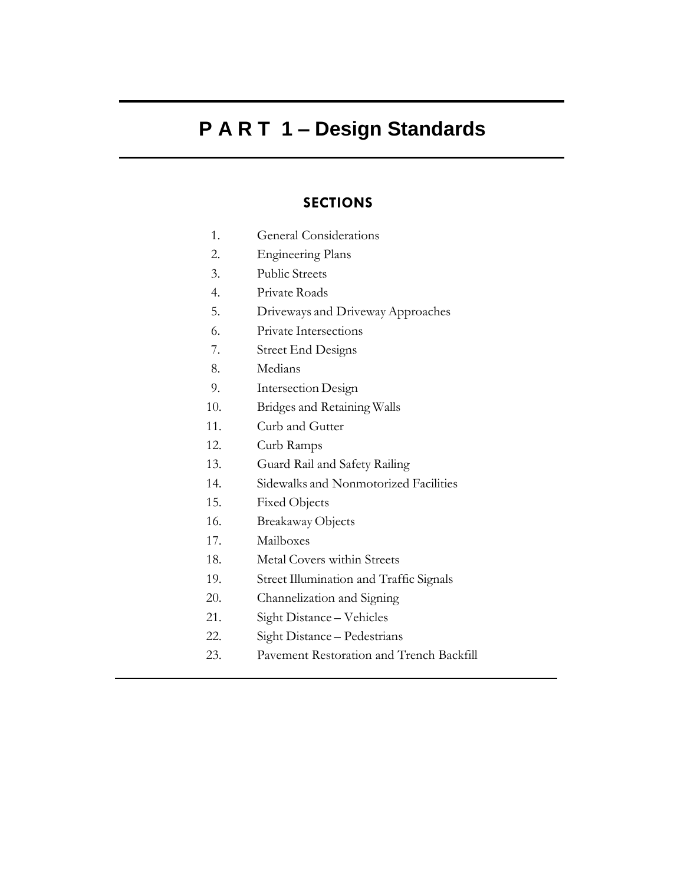# P A R T 1 – Design Standards

## SECTIONS

1. General Considerations
2. Engineering Plans
3. Public Streets
4. Private Roads
5. Driveways and Driveway Approaches
6. Private Intersections
7. Street End Designs
8. Medians
9. Intersection Design
10. Bridges and Retaining Walls
11. Curb and Gutter
12. Curb Ramps
13. Guard Rail and Safety Railing
14. Sidewalks and Nonmotorized Facilities
15. Fixed Objects
16. Breakaway Objects
17. Mailboxes
18. Metal Covers within Streets
19. Street Illumination and Traffic Signals
20. Channelization and Signing
21. Sight Distance – Vehicles
22. Sight Distance – Pedestrians
23. Pavement Restoration and Trench Backfill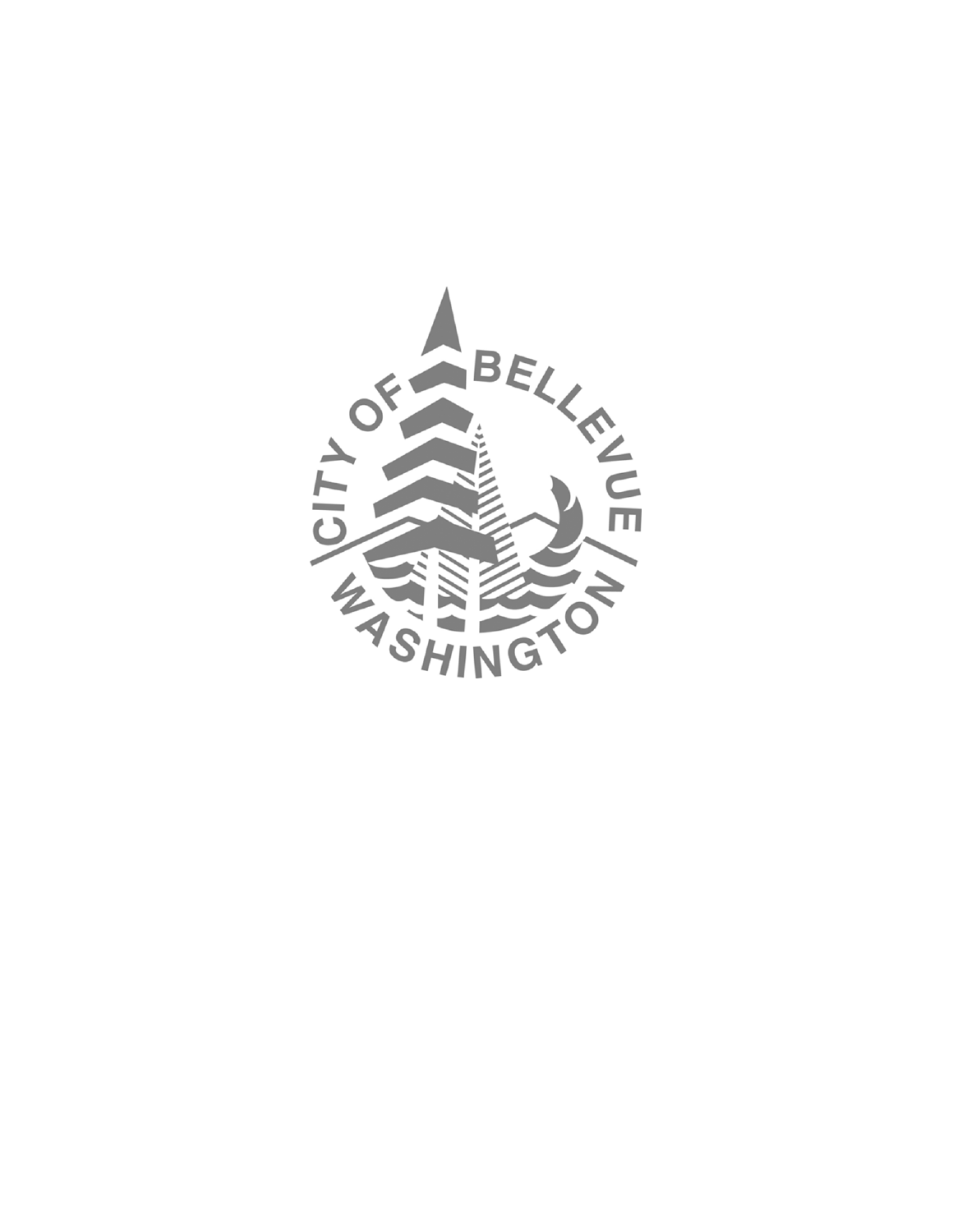CITY OF BELLEVUE

WASHINGTON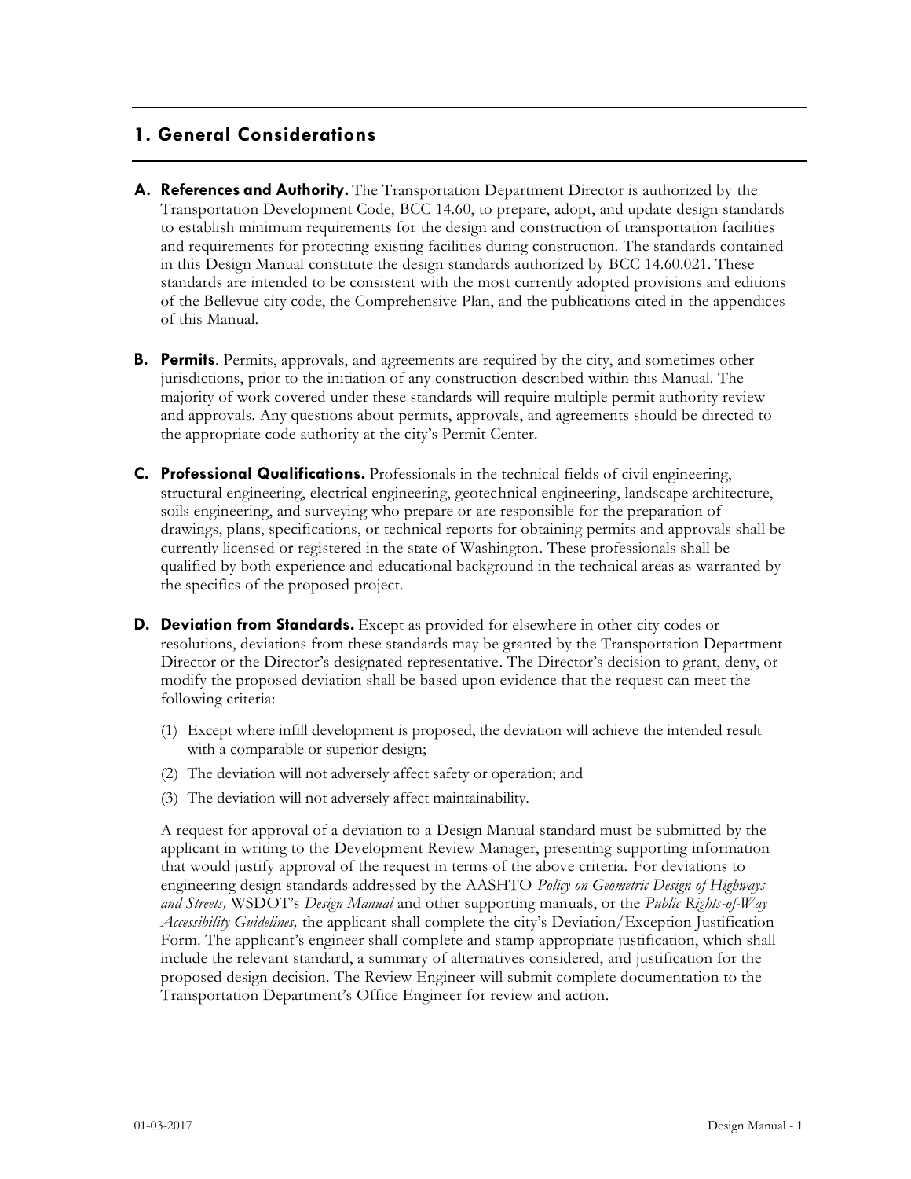## 1. General Considerations

**A. References and Authority.** The Transportation Department Director is authorized by the Transportation Development Code, BCC 14.60, to prepare, adopt, and update design standards to establish minimum requirements for the design and construction of transportation facilities and requirements for protecting existing facilities during construction. The standards contained in this Design Manual constitute the design standards authorized by BCC 14.60.021. These standards are intended to be consistent with the most currently adopted provisions and editions of the Bellevue city code, the Comprehensive Plan, and the publications cited in the appendices of this Manual.

**B. Permits**. Permits, approvals, and agreements are required by the city, and sometimes other jurisdictions, prior to the initiation of any construction described within this Manual. The majority of work covered under these standards will require multiple permit authority review and approvals. Any questions about permits, approvals, and agreements should be directed to the appropriate code authority at the city's Permit Center.

**C. Professional Qualifications.** Professionals in the technical fields of civil engineering, structural engineering, electrical engineering, geotechnical engineering, landscape architecture, soils engineering, and surveying who prepare or are responsible for the preparation of drawings, plans, specifications, or technical reports for obtaining permits and approvals shall be currently licensed or registered in the state of Washington. These professionals shall be qualified by both experience and educational background in the technical areas as warranted by the specifics of the proposed project.

**D. Deviation from Standards.** Except as provided for elsewhere in other city codes or resolutions, deviations from these standards may be granted by the Transportation Department Director or the Director's designated representative. The Director's decision to grant, deny, or modify the proposed deviation shall be based upon evidence that the request can meet the following criteria:

(1) Except where infill development is proposed, the deviation will achieve the intended result with a comparable or superior design;

(2) The deviation will not adversely affect safety or operation; and

(3) The deviation will not adversely affect maintainability.

A request for approval of a deviation to a Design Manual standard must be submitted by the applicant in writing to the Development Review Manager, presenting supporting information that would justify approval of the request in terms of the above criteria. For deviations to engineering design standards addressed by the AASHTO *Policy on Geometric Design of Highways and Streets,* WSDOT's *Design Manual* and other supporting manuals, or the *Public Rights-of-Way Accessibility Guidelines,* the applicant shall complete the city's Deviation/Exception Justification Form. The applicant's engineer shall complete and stamp appropriate justification, which shall include the relevant standard, a summary of alternatives considered, and justification for the proposed design decision. The Review Engineer will submit complete documentation to the Transportation Department's Office Engineer for review and action.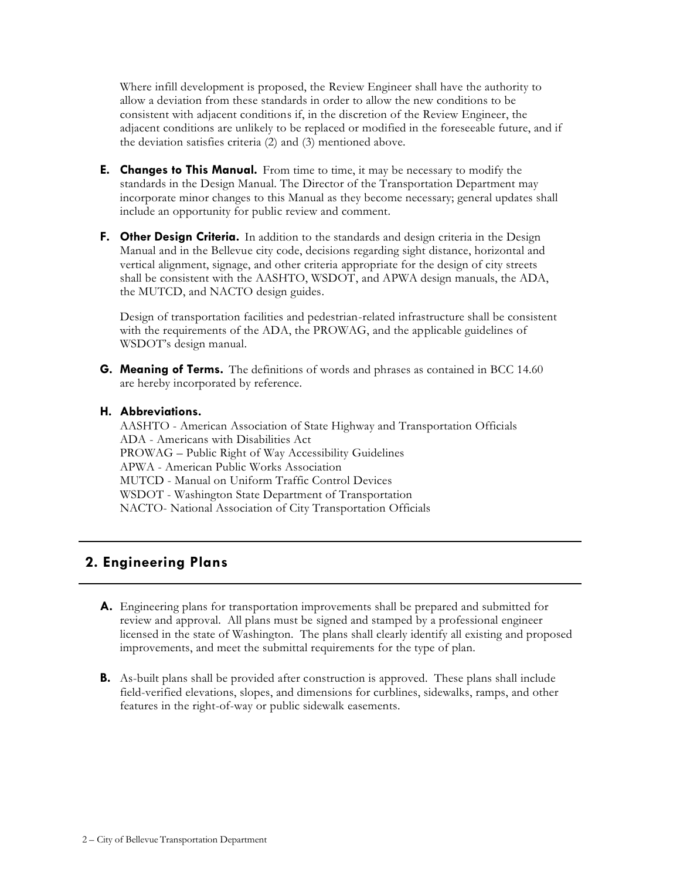Where infill development is proposed, the Review Engineer shall have the authority to allow a deviation from these standards in order to allow the new conditions to be consistent with adjacent conditions if, in the discretion of the Review Engineer, the adjacent conditions are unlikely to be replaced or modified in the foreseeable future, and if the deviation satisfies criteria (2) and (3) mentioned above.

**E. Changes to This Manual.** From time to time, it may be necessary to modify the standards in the Design Manual. The Director of the Transportation Department may incorporate minor changes to this Manual as they become necessary; general updates shall include an opportunity for public review and comment.

**F. Other Design Criteria.** In addition to the standards and design criteria in the Design Manual and in the Bellevue city code, decisions regarding sight distance, horizontal and vertical alignment, signage, and other criteria appropriate for the design of city streets shall be consistent with the AASHTO, WSDOT, and APWA design manuals, the ADA, the MUTCD, and NACTO design guides.

Design of transportation facilities and pedestrian-related infrastructure shall be consistent with the requirements of the ADA, the PROWAG, and the applicable guidelines of WSDOT's design manual.

**G. Meaning of Terms.** The definitions of words and phrases as contained in BCC 14.60 are hereby incorporated by reference.

**H. Abbreviations.**

AASHTO - American Association of State Highway and Transportation Officials
ADA - Americans with Disabilities Act
PROWAG – Public Right of Way Accessibility Guidelines
APWA - American Public Works Association
MUTCD - Manual on Uniform Traffic Control Devices
WSDOT - Washington State Department of Transportation
NACTO- National Association of City Transportation Officials

## 2. Engineering Plans

**A.** Engineering plans for transportation improvements shall be prepared and submitted for review and approval. All plans must be signed and stamped by a professional engineer licensed in the state of Washington. The plans shall clearly identify all existing and proposed improvements, and meet the submittal requirements for the type of plan.

**B.** As-built plans shall be provided after construction is approved. These plans shall include field-verified elevations, slopes, and dimensions for curblines, sidewalks, ramps, and other features in the right-of-way or public sidewalk easements.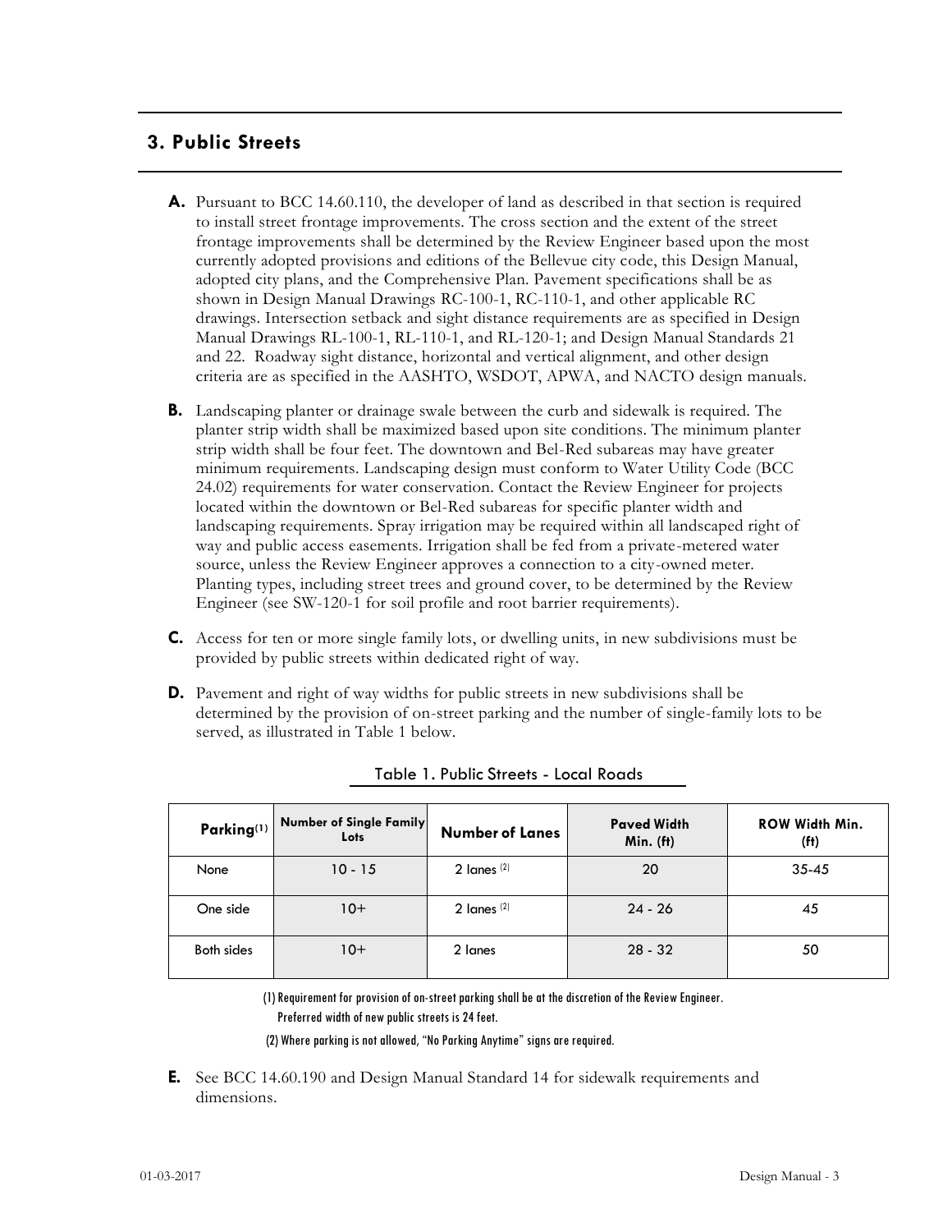## 3. Public Streets

**A.** Pursuant to BCC 14.60.110, the developer of land as described in that section is required to install street frontage improvements. The cross section and the extent of the street frontage improvements shall be determined by the Review Engineer based upon the most currently adopted provisions and editions of the Bellevue city code, this Design Manual, adopted city plans, and the Comprehensive Plan. Pavement specifications shall be as shown in Design Manual Drawings RC-100-1, RC-110-1, and other applicable RC drawings. Intersection setback and sight distance requirements are as specified in Design Manual Drawings RL-100-1, RL-110-1, and RL-120-1; and Design Manual Standards 21 and 22. Roadway sight distance, horizontal and vertical alignment, and other design criteria are as specified in the AASHTO, WSDOT, APWA, and NACTO design manuals.

**B.** Landscaping planter or drainage swale between the curb and sidewalk is required. The planter strip width shall be maximized based upon site conditions. The minimum planter strip width shall be four feet. The downtown and Bel-Red subareas may have greater minimum requirements. Landscaping design must conform to Water Utility Code (BCC 24.02) requirements for water conservation. Contact the Review Engineer for projects located within the downtown or Bel-Red subareas for specific planter width and landscaping requirements. Spray irrigation may be required within all landscaped right of way and public access easements. Irrigation shall be fed from a private-metered water source, unless the Review Engineer approves a connection to a city-owned meter. Planting types, including street trees and ground cover, to be determined by the Review Engineer (see SW-120-1 for soil profile and root barrier requirements).

**C.** Access for ten or more single family lots, or dwelling units, in new subdivisions must be provided by public streets within dedicated right of way.

**D.** Pavement and right of way widths for public streets in new subdivisions shall be determined by the provision of on-street parking and the number of single-family lots to be served, as illustrated in Table 1 below.

Table 1. Public Streets - Local Roads

| Parking(1) | Number of Single Family Lots | Number of Lanes | Paved Width Min. (ft) | ROW Width Min. (ft) |
|---|---|---|---|---|
| None | 10 - 15 | 2 lanes (2) | 20 | 35-45 |
| One side | 10+ | 2 lanes (2) | 24 - 26 | 45 |
| Both sides | 10+ | 2 lanes | 28 - 32 | 50 |

(1) Requirement for provision of on-street parking shall be at the discretion of the Review Engineer. Preferred width of new public streets is 24 feet.

(2) Where parking is not allowed, "No Parking Anytime" signs are required.

**E.** See BCC 14.60.190 and Design Manual Standard 14 for sidewalk requirements and dimensions.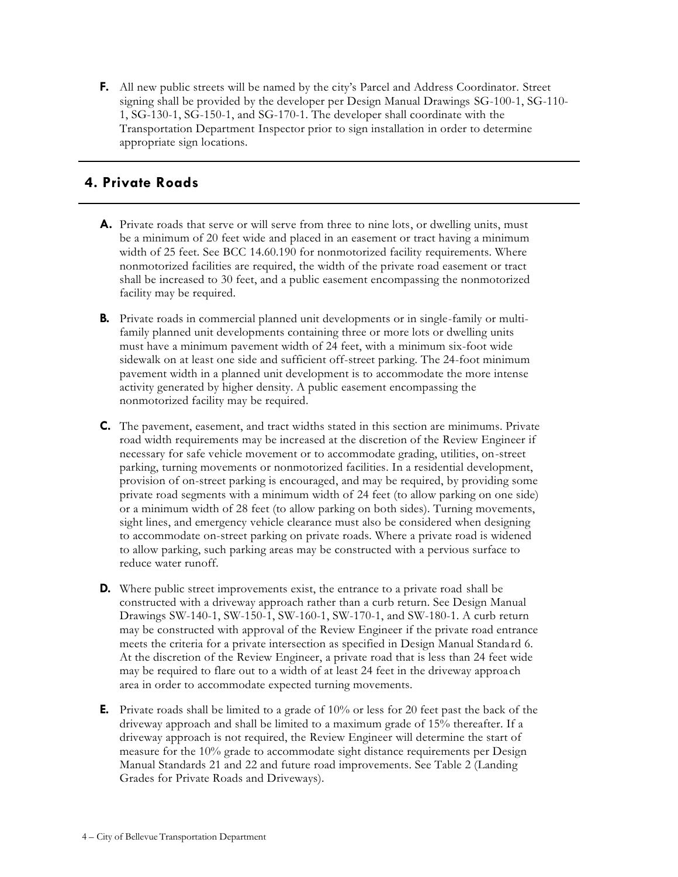**F.** All new public streets will be named by the city's Parcel and Address Coordinator. Street signing shall be provided by the developer per Design Manual Drawings SG-100-1, SG-110-1, SG-130-1, SG-150-1, and SG-170-1. The developer shall coordinate with the Transportation Department Inspector prior to sign installation in order to determine appropriate sign locations.

## 4. Private Roads

**A.** Private roads that serve or will serve from three to nine lots, or dwelling units, must be a minimum of 20 feet wide and placed in an easement or tract having a minimum width of 25 feet. See BCC 14.60.190 for nonmotorized facility requirements. Where nonmotorized facilities are required, the width of the private road easement or tract shall be increased to 30 feet, and a public easement encompassing the nonmotorized facility may be required.

**B.** Private roads in commercial planned unit developments or in single-family or multi-family planned unit developments containing three or more lots or dwelling units must have a minimum pavement width of 24 feet, with a minimum six-foot wide sidewalk on at least one side and sufficient off-street parking. The 24-foot minimum pavement width in a planned unit development is to accommodate the more intense activity generated by higher density. A public easement encompassing the nonmotorized facility may be required.

**C.** The pavement, easement, and tract widths stated in this section are minimums. Private road width requirements may be increased at the discretion of the Review Engineer if necessary for safe vehicle movement or to accommodate grading, utilities, on-street parking, turning movements or nonmotorized facilities. In a residential development, provision of on-street parking is encouraged, and may be required, by providing some private road segments with a minimum width of 24 feet (to allow parking on one side) or a minimum width of 28 feet (to allow parking on both sides). Turning movements, sight lines, and emergency vehicle clearance must also be considered when designing to accommodate on-street parking on private roads. Where a private road is widened to allow parking, such parking areas may be constructed with a pervious surface to reduce water runoff.

**D.** Where public street improvements exist, the entrance to a private road shall be constructed with a driveway approach rather than a curb return. See Design Manual Drawings SW-140-1, SW-150-1, SW-160-1, SW-170-1, and SW-180-1. A curb return may be constructed with approval of the Review Engineer if the private road entrance meets the criteria for a private intersection as specified in Design Manual Standard 6. At the discretion of the Review Engineer, a private road that is less than 24 feet wide may be required to flare out to a width of at least 24 feet in the driveway approach area in order to accommodate expected turning movements.

**E.** Private roads shall be limited to a grade of 10% or less for 20 feet past the back of the driveway approach and shall be limited to a maximum grade of 15% thereafter. If a driveway approach is not required, the Review Engineer will determine the start of measure for the 10% grade to accommodate sight distance requirements per Design Manual Standards 21 and 22 and future road improvements. See Table 2 (Landing Grades for Private Roads and Driveways).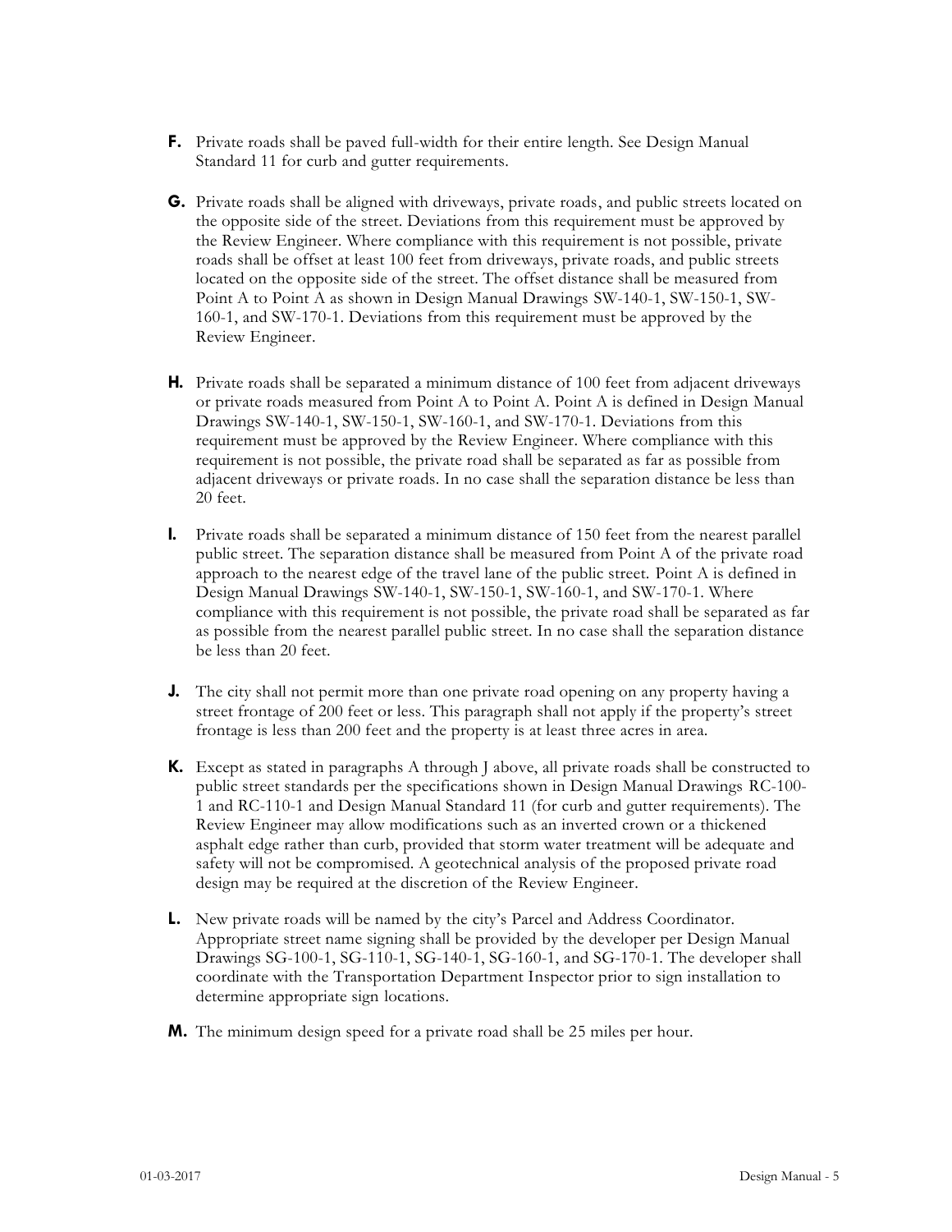**F.** Private roads shall be paved full-width for their entire length. See Design Manual Standard 11 for curb and gutter requirements.

**G.** Private roads shall be aligned with driveways, private roads, and public streets located on the opposite side of the street. Deviations from this requirement must be approved by the Review Engineer. Where compliance with this requirement is not possible, private roads shall be offset at least 100 feet from driveways, private roads, and public streets located on the opposite side of the street. The offset distance shall be measured from Point A to Point A as shown in Design Manual Drawings SW-140-1, SW-150-1, SW-160-1, and SW-170-1. Deviations from this requirement must be approved by the Review Engineer.

**H.** Private roads shall be separated a minimum distance of 100 feet from adjacent driveways or private roads measured from Point A to Point A. Point A is defined in Design Manual Drawings SW-140-1, SW-150-1, SW-160-1, and SW-170-1. Deviations from this requirement must be approved by the Review Engineer. Where compliance with this requirement is not possible, the private road shall be separated as far as possible from adjacent driveways or private roads. In no case shall the separation distance be less than 20 feet.

**I.** Private roads shall be separated a minimum distance of 150 feet from the nearest parallel public street. The separation distance shall be measured from Point A of the private road approach to the nearest edge of the travel lane of the public street. Point A is defined in Design Manual Drawings SW-140-1, SW-150-1, SW-160-1, and SW-170-1. Where compliance with this requirement is not possible, the private road shall be separated as far as possible from the nearest parallel public street. In no case shall the separation distance be less than 20 feet.

**J.** The city shall not permit more than one private road opening on any property having a street frontage of 200 feet or less. This paragraph shall not apply if the property's street frontage is less than 200 feet and the property is at least three acres in area.

**K.** Except as stated in paragraphs A through J above, all private roads shall be constructed to public street standards per the specifications shown in Design Manual Drawings RC-100-1 and RC-110-1 and Design Manual Standard 11 (for curb and gutter requirements). The Review Engineer may allow modifications such as an inverted crown or a thickened asphalt edge rather than curb, provided that storm water treatment will be adequate and safety will not be compromised. A geotechnical analysis of the proposed private road design may be required at the discretion of the Review Engineer.

**L.** New private roads will be named by the city's Parcel and Address Coordinator. Appropriate street name signing shall be provided by the developer per Design Manual Drawings SG-100-1, SG-110-1, SG-140-1, SG-160-1, and SG-170-1. The developer shall coordinate with the Transportation Department Inspector prior to sign installation to determine appropriate sign locations.

**M.** The minimum design speed for a private road shall be 25 miles per hour.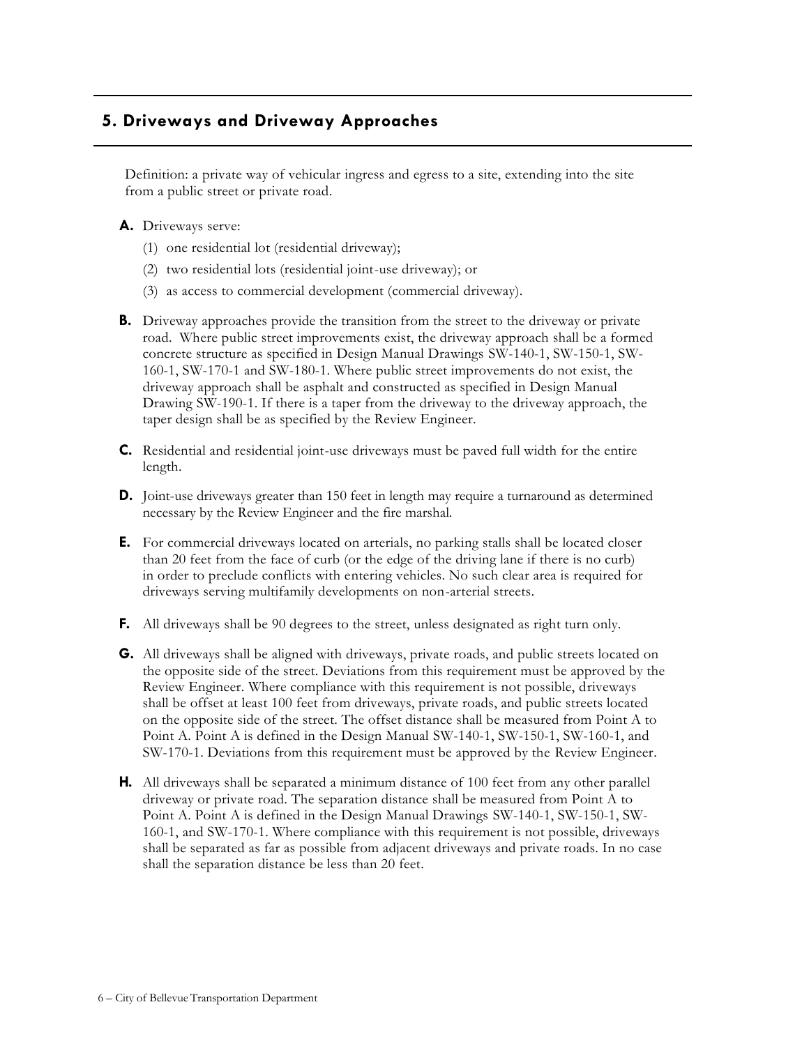## 5. Driveways and Driveway Approaches

Definition: a private way of vehicular ingress and egress to a site, extending into the site from a public street or private road.

**A.** Driveways serve:

(1) one residential lot (residential driveway);

(2) two residential lots (residential joint-use driveway); or

(3) as access to commercial development (commercial driveway).

**B.** Driveway approaches provide the transition from the street to the driveway or private road. Where public street improvements exist, the driveway approach shall be a formed concrete structure as specified in Design Manual Drawings SW-140-1, SW-150-1, SW-160-1, SW-170-1 and SW-180-1. Where public street improvements do not exist, the driveway approach shall be asphalt and constructed as specified in Design Manual Drawing SW-190-1. If there is a taper from the driveway to the driveway approach, the taper design shall be as specified by the Review Engineer.

**C.** Residential and residential joint-use driveways must be paved full width for the entire length.

**D.** Joint-use driveways greater than 150 feet in length may require a turnaround as determined necessary by the Review Engineer and the fire marshal.

**E.** For commercial driveways located on arterials, no parking stalls shall be located closer than 20 feet from the face of curb (or the edge of the driving lane if there is no curb) in order to preclude conflicts with entering vehicles. No such clear area is required for driveways serving multifamily developments on non-arterial streets.

**F.** All driveways shall be 90 degrees to the street, unless designated as right turn only.

**G.** All driveways shall be aligned with driveways, private roads, and public streets located on the opposite side of the street. Deviations from this requirement must be approved by the Review Engineer. Where compliance with this requirement is not possible, driveways shall be offset at least 100 feet from driveways, private roads, and public streets located on the opposite side of the street. The offset distance shall be measured from Point A to Point A. Point A is defined in the Design Manual SW-140-1, SW-150-1, SW-160-1, and SW-170-1. Deviations from this requirement must be approved by the Review Engineer.

**H.** All driveways shall be separated a minimum distance of 100 feet from any other parallel driveway or private road. The separation distance shall be measured from Point A to Point A. Point A is defined in the Design Manual Drawings SW-140-1, SW-150-1, SW-160-1, and SW-170-1. Where compliance with this requirement is not possible, driveways shall be separated as far as possible from adjacent driveways and private roads. In no case shall the separation distance be less than 20 feet.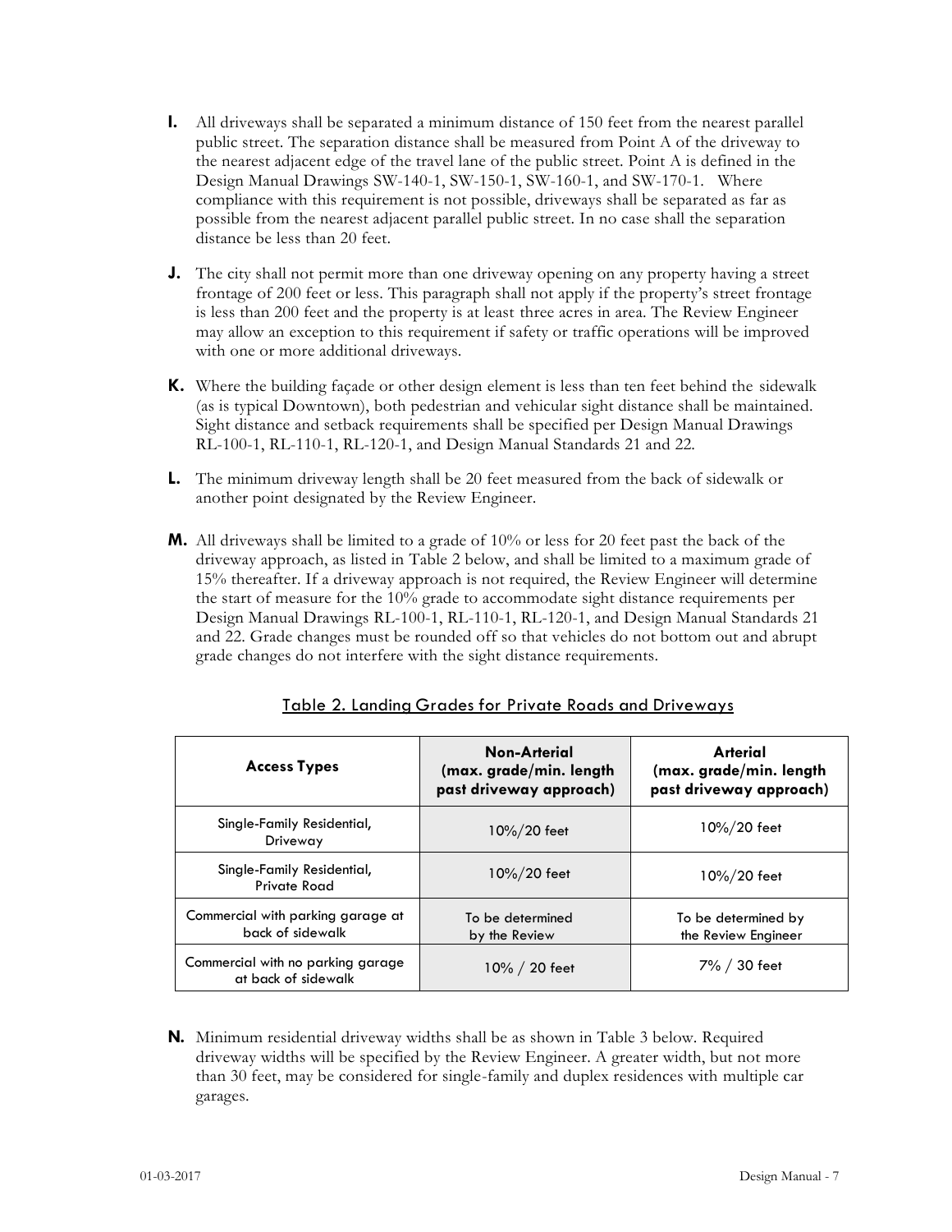**I.** All driveways shall be separated a minimum distance of 150 feet from the nearest parallel public street. The separation distance shall be measured from Point A of the driveway to the nearest adjacent edge of the travel lane of the public street. Point A is defined in the Design Manual Drawings SW-140-1, SW-150-1, SW-160-1, and SW-170-1. Where compliance with this requirement is not possible, driveways shall be separated as far as possible from the nearest adjacent parallel public street. In no case shall the separation distance be less than 20 feet.

**J.** The city shall not permit more than one driveway opening on any property having a street frontage of 200 feet or less. This paragraph shall not apply if the property's street frontage is less than 200 feet and the property is at least three acres in area. The Review Engineer may allow an exception to this requirement if safety or traffic operations will be improved with one or more additional driveways.

**K.** Where the building façade or other design element is less than ten feet behind the sidewalk (as is typical Downtown), both pedestrian and vehicular sight distance shall be maintained. Sight distance and setback requirements shall be specified per Design Manual Drawings RL-100-1, RL-110-1, RL-120-1, and Design Manual Standards 21 and 22.

**L.** The minimum driveway length shall be 20 feet measured from the back of sidewalk or another point designated by the Review Engineer.

**M.** All driveways shall be limited to a grade of 10% or less for 20 feet past the back of the driveway approach, as listed in Table 2 below, and shall be limited to a maximum grade of 15% thereafter. If a driveway approach is not required, the Review Engineer will determine the start of measure for the 10% grade to accommodate sight distance requirements per Design Manual Drawings RL-100-1, RL-110-1, RL-120-1, and Design Manual Standards 21 and 22. Grade changes must be rounded off so that vehicles do not bottom out and abrupt grade changes do not interfere with the sight distance requirements.

<u>Table 2. Landing Grades for Private Roads and Driveways</u>

| Access Types | Non-Arterial (max. grade/min. length past driveway approach) | Arterial (max. grade/min. length past driveway approach) |
|---|---|---|
| Single-Family Residential, Driveway | 10%/20 feet | 10%/20 feet |
| Single-Family Residential, Private Road | 10%/20 feet | 10%/20 feet |
| Commercial with parking garage at back of sidewalk | To be determined by the Review | To be determined by the Review Engineer |
| Commercial with no parking garage at back of sidewalk | 10% / 20 feet | 7% / 30 feet |

**N.** Minimum residential driveway widths shall be as shown in Table 3 below. Required driveway widths will be specified by the Review Engineer. A greater width, but not more than 30 feet, may be considered for single-family and duplex residences with multiple car garages.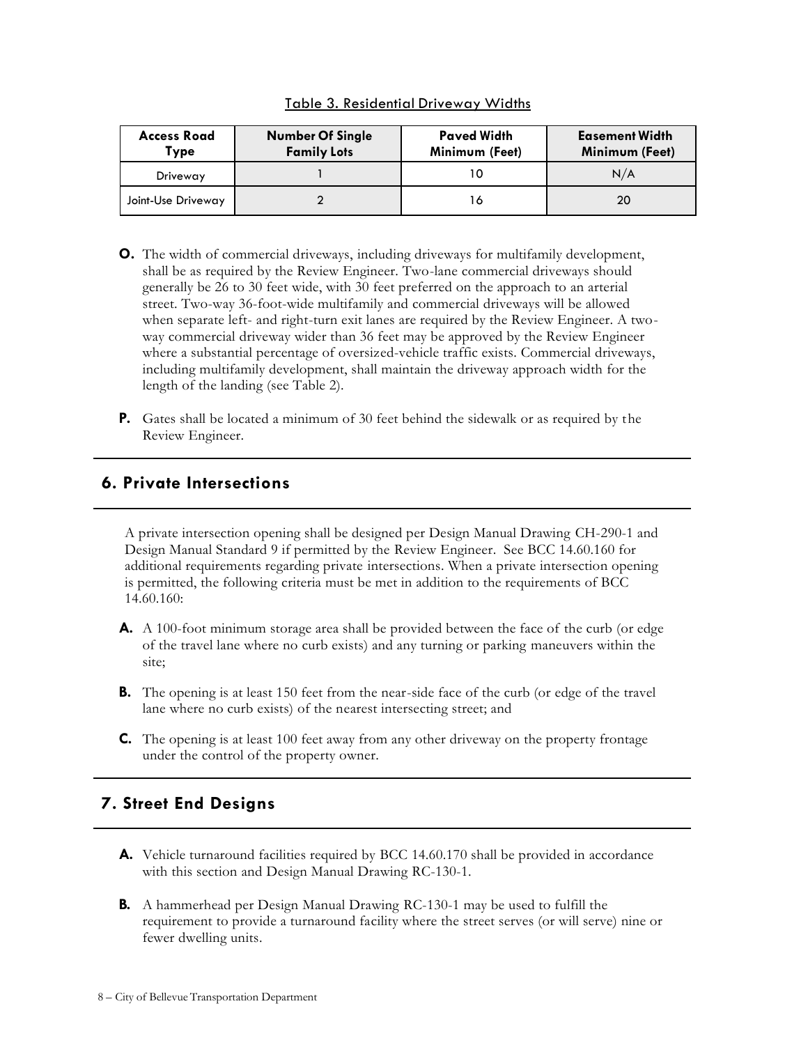Table 3. Residential Driveway Widths

| Access Road Type | Number Of Single Family Lots | Paved Width Minimum (Feet) | Easement Width Minimum (Feet) |
|---|---|---|---|
| Driveway | 1 | 10 | N/A |
| Joint-Use Driveway | 2 | 16 | 20 |

**O.** The width of commercial driveways, including driveways for multifamily development, shall be as required by the Review Engineer. Two-lane commercial driveways should generally be 26 to 30 feet wide, with 30 feet preferred on the approach to an arterial street. Two-way 36-foot-wide multifamily and commercial driveways will be allowed when separate left- and right-turn exit lanes are required by the Review Engineer. A two-way commercial driveway wider than 36 feet may be approved by the Review Engineer where a substantial percentage of oversized-vehicle traffic exists. Commercial driveways, including multifamily development, shall maintain the driveway approach width for the length of the landing (see Table 2).

**P.** Gates shall be located a minimum of 30 feet behind the sidewalk or as required by the Review Engineer.

## 6. Private Intersections

A private intersection opening shall be designed per Design Manual Drawing CH-290-1 and Design Manual Standard 9 if permitted by the Review Engineer. See BCC 14.60.160 for additional requirements regarding private intersections. When a private intersection opening is permitted, the following criteria must be met in addition to the requirements of BCC 14.60.160:

**A.** A 100-foot minimum storage area shall be provided between the face of the curb (or edge of the travel lane where no curb exists) and any turning or parking maneuvers within the site;

**B.** The opening is at least 150 feet from the near-side face of the curb (or edge of the travel lane where no curb exists) of the nearest intersecting street; and

**C.** The opening is at least 100 feet away from any other driveway on the property frontage under the control of the property owner.

## 7. Street End Designs

**A.** Vehicle turnaround facilities required by BCC 14.60.170 shall be provided in accordance with this section and Design Manual Drawing RC-130-1.

**B.** A hammerhead per Design Manual Drawing RC-130-1 may be used to fulfill the requirement to provide a turnaround facility where the street serves (or will serve) nine or fewer dwelling units.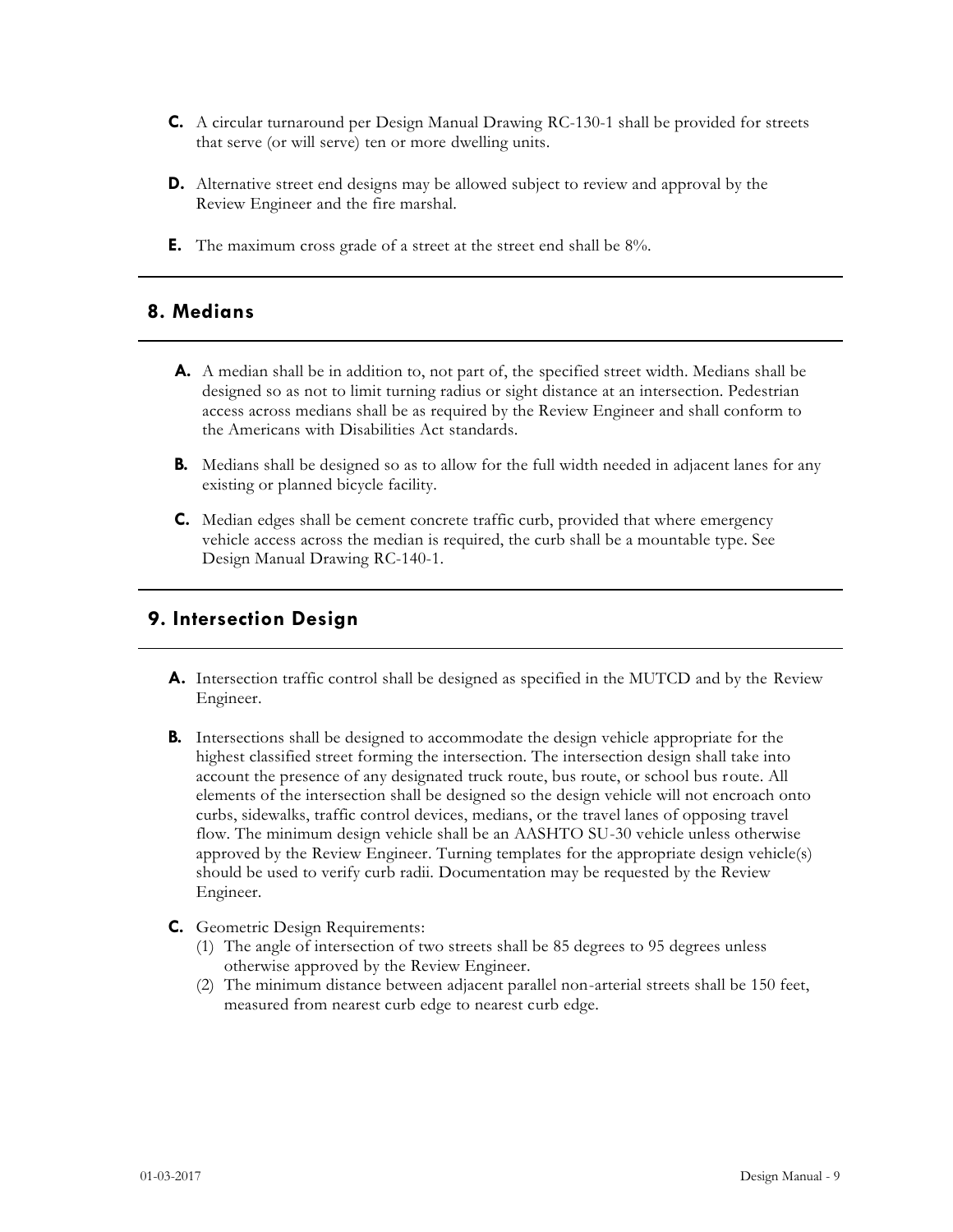**C.** A circular turnaround per Design Manual Drawing RC-130-1 shall be provided for streets that serve (or will serve) ten or more dwelling units.

**D.** Alternative street end designs may be allowed subject to review and approval by the Review Engineer and the fire marshal.

**E.** The maximum cross grade of a street at the street end shall be 8%.

## 8. Medians

**A.** A median shall be in addition to, not part of, the specified street width. Medians shall be designed so as not to limit turning radius or sight distance at an intersection. Pedestrian access across medians shall be as required by the Review Engineer and shall conform to the Americans with Disabilities Act standards.

**B.** Medians shall be designed so as to allow for the full width needed in adjacent lanes for any existing or planned bicycle facility.

**C.** Median edges shall be cement concrete traffic curb, provided that where emergency vehicle access across the median is required, the curb shall be a mountable type. See Design Manual Drawing RC-140-1.

## 9. Intersection Design

**A.** Intersection traffic control shall be designed as specified in the MUTCD and by the Review Engineer.

**B.** Intersections shall be designed to accommodate the design vehicle appropriate for the highest classified street forming the intersection. The intersection design shall take into account the presence of any designated truck route, bus route, or school bus route. All elements of the intersection shall be designed so the design vehicle will not encroach onto curbs, sidewalks, traffic control devices, medians, or the travel lanes of opposing travel flow. The minimum design vehicle shall be an AASHTO SU-30 vehicle unless otherwise approved by the Review Engineer. Turning templates for the appropriate design vehicle(s) should be used to verify curb radii. Documentation may be requested by the Review Engineer.

**C.** Geometric Design Requirements:

(1) The angle of intersection of two streets shall be 85 degrees to 95 degrees unless otherwise approved by the Review Engineer.

(2) The minimum distance between adjacent parallel non-arterial streets shall be 150 feet, measured from nearest curb edge to nearest curb edge.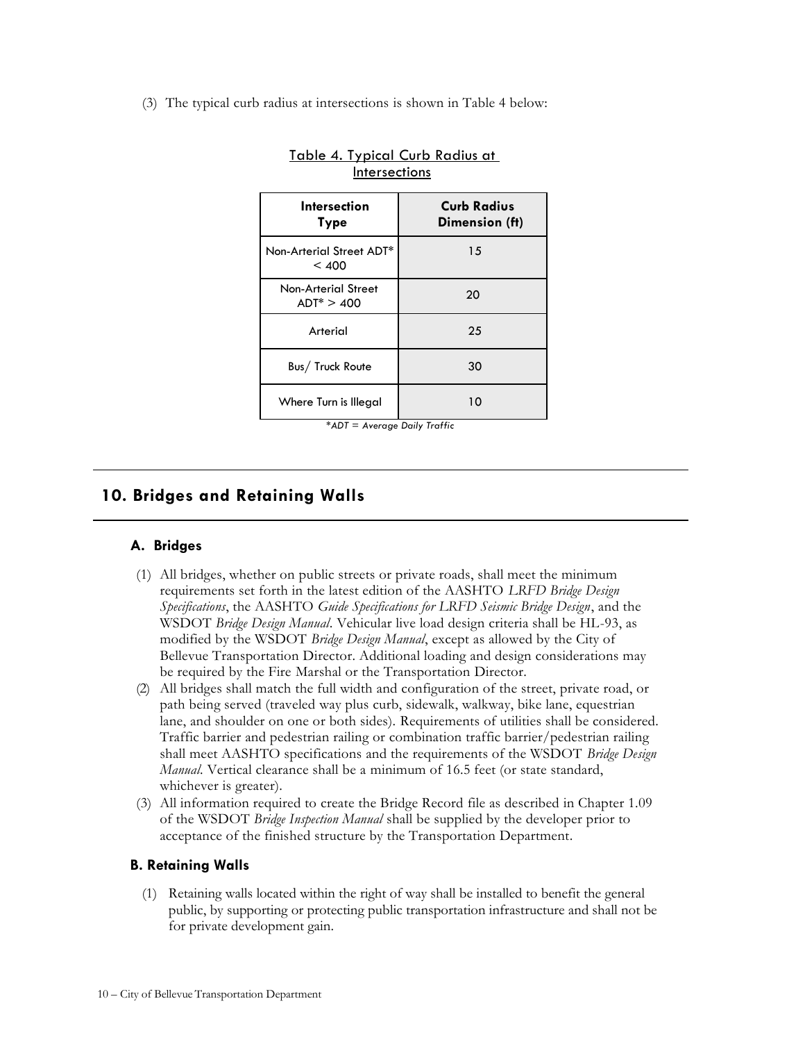(3) The typical curb radius at intersections is shown in Table 4 below:

Table 4. Typical Curb Radius at Intersections

| Intersection Type | Curb Radius Dimension (ft) |
|---|---|
| Non-Arterial Street ADT* < 400 | 15 |
| Non-Arterial Street ADT* > 400 | 20 |
| Arterial | 25 |
| Bus/ Truck Route | 30 |
| Where Turn is Illegal | 10 |

*ADT = Average Daily Traffic*

## 10. Bridges and Retaining Walls

### A. Bridges

(1) All bridges, whether on public streets or private roads, shall meet the minimum requirements set forth in the latest edition of the AASHTO *LRFD Bridge Design Specifications*, the AASHTO *Guide Specifications for LRFD Seismic Bridge Design*, and the WSDOT *Bridge Design Manual*. Vehicular live load design criteria shall be HL-93, as modified by the WSDOT *Bridge Design Manual*, except as allowed by the City of Bellevue Transportation Director. Additional loading and design considerations may be required by the Fire Marshal or the Transportation Director.

(2) All bridges shall match the full width and configuration of the street, private road, or path being served (traveled way plus curb, sidewalk, walkway, bike lane, equestrian lane, and shoulder on one or both sides). Requirements of utilities shall be considered. Traffic barrier and pedestrian railing or combination traffic barrier/pedestrian railing shall meet AASHTO specifications and the requirements of the WSDOT *Bridge Design Manual*. Vertical clearance shall be a minimum of 16.5 feet (or state standard, whichever is greater).

(3) All information required to create the Bridge Record file as described in Chapter 1.09 of the WSDOT *Bridge Inspection Manual* shall be supplied by the developer prior to acceptance of the finished structure by the Transportation Department.

### B. Retaining Walls

(1) Retaining walls located within the right of way shall be installed to benefit the general public, by supporting or protecting public transportation infrastructure and shall not be for private development gain.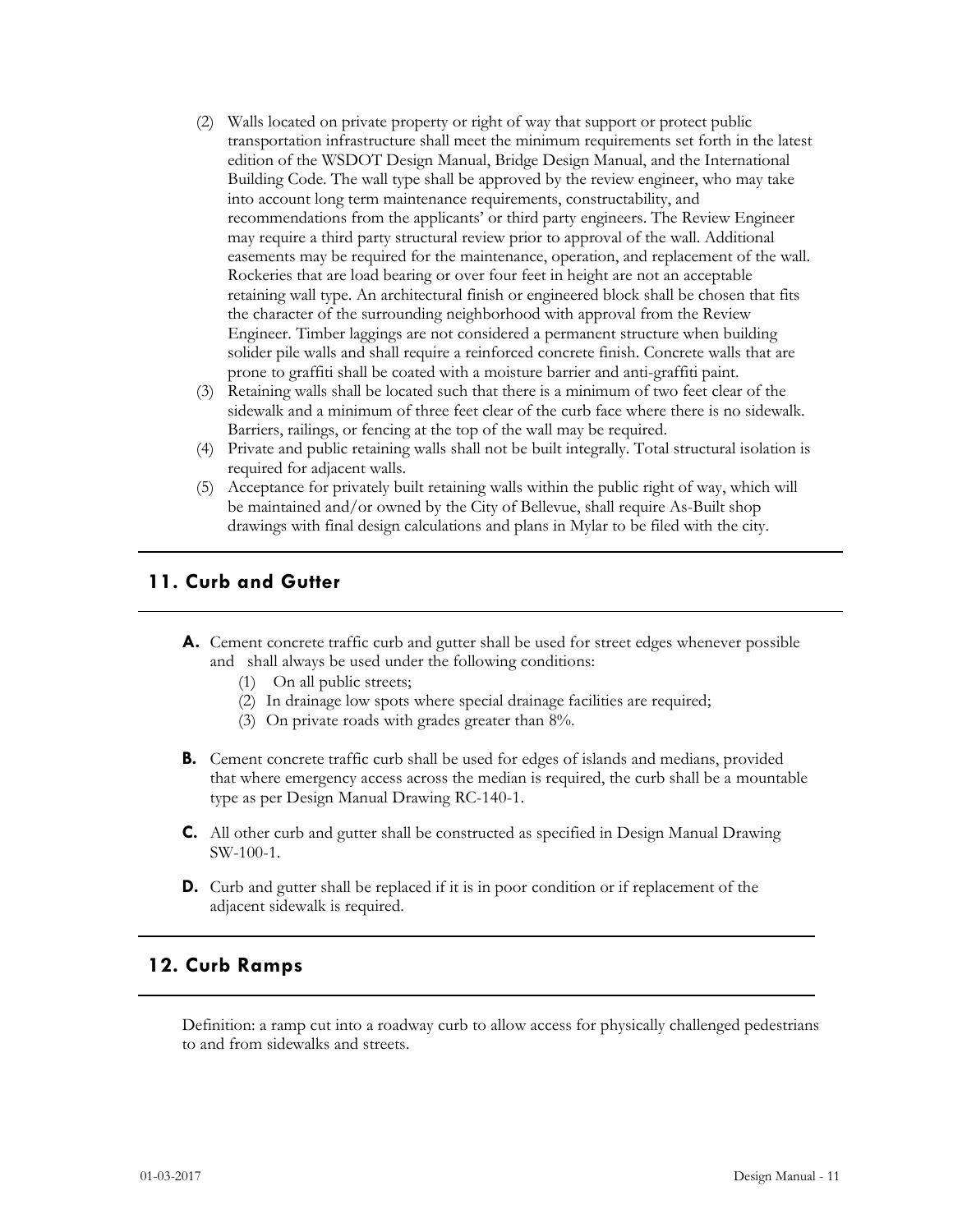(2) Walls located on private property or right of way that support or protect public transportation infrastructure shall meet the minimum requirements set forth in the latest edition of the WSDOT Design Manual, Bridge Design Manual, and the International Building Code. The wall type shall be approved by the review engineer, who may take into account long term maintenance requirements, constructability, and recommendations from the applicants' or third party engineers. The Review Engineer may require a third party structural review prior to approval of the wall. Additional easements may be required for the maintenance, operation, and replacement of the wall. Rockeries that are load bearing or over four feet in height are not an acceptable retaining wall type. An architectural finish or engineered block shall be chosen that fits the character of the surrounding neighborhood with approval from the Review Engineer. Timber laggings are not considered a permanent structure when building solider pile walls and shall require a reinforced concrete finish. Concrete walls that are prone to graffiti shall be coated with a moisture barrier and anti-graffiti paint.

(3) Retaining walls shall be located such that there is a minimum of two feet clear of the sidewalk and a minimum of three feet clear of the curb face where there is no sidewalk. Barriers, railings, or fencing at the top of the wall may be required.

(4) Private and public retaining walls shall not be built integrally. Total structural isolation is required for adjacent walls.

(5) Acceptance for privately built retaining walls within the public right of way, which will be maintained and/or owned by the City of Bellevue, shall require As-Built shop drawings with final design calculations and plans in Mylar to be filed with the city.

## 11. Curb and Gutter

**A.** Cement concrete traffic curb and gutter shall be used for street edges whenever possible and shall always be used under the following conditions:

(1) On all public streets;
(2) In drainage low spots where special drainage facilities are required;
(3) On private roads with grades greater than 8%.

**B.** Cement concrete traffic curb shall be used for edges of islands and medians, provided that where emergency access across the median is required, the curb shall be a mountable type as per Design Manual Drawing RC-140-1.

**C.** All other curb and gutter shall be constructed as specified in Design Manual Drawing SW-100-1.

**D.** Curb and gutter shall be replaced if it is in poor condition or if replacement of the adjacent sidewalk is required.

## 12. Curb Ramps

Definition: a ramp cut into a roadway curb to allow access for physically challenged pedestrians to and from sidewalks and streets.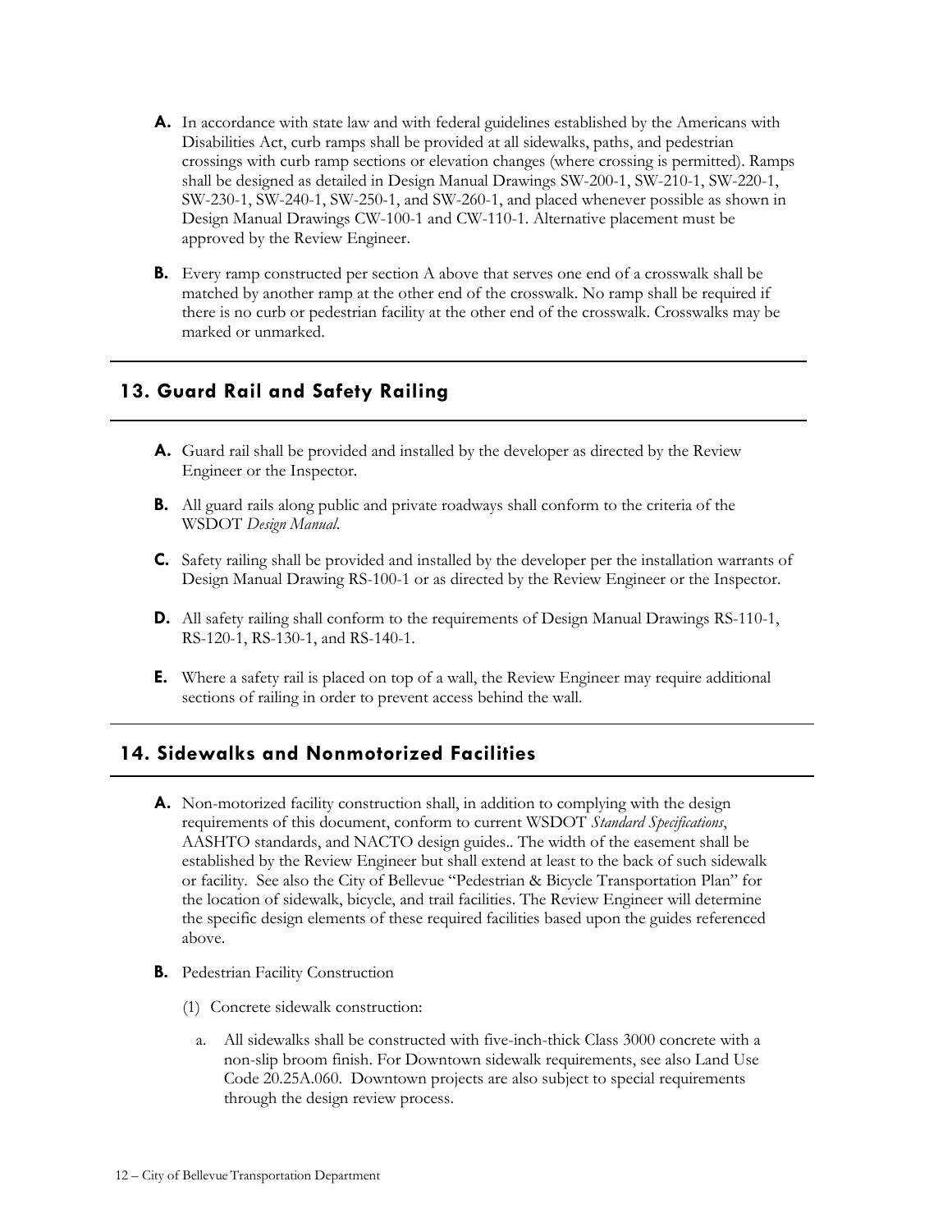**A.** In accordance with state law and with federal guidelines established by the Americans with Disabilities Act, curb ramps shall be provided at all sidewalks, paths, and pedestrian crossings with curb ramp sections or elevation changes (where crossing is permitted). Ramps shall be designed as detailed in Design Manual Drawings SW-200-1, SW-210-1, SW-220-1, SW-230-1, SW-240-1, SW-250-1, and SW-260-1, and placed whenever possible as shown in Design Manual Drawings CW-100-1 and CW-110-1. Alternative placement must be approved by the Review Engineer.

**B.** Every ramp constructed per section A above that serves one end of a crosswalk shall be matched by another ramp at the other end of the crosswalk. No ramp shall be required if there is no curb or pedestrian facility at the other end of the crosswalk. Crosswalks may be marked or unmarked.

## 13. Guard Rail and Safety Railing

**A.** Guard rail shall be provided and installed by the developer as directed by the Review Engineer or the Inspector.

**B.** All guard rails along public and private roadways shall conform to the criteria of the WSDOT *Design Manual*.

**C.** Safety railing shall be provided and installed by the developer per the installation warrants of Design Manual Drawing RS-100-1 or as directed by the Review Engineer or the Inspector.

**D.** All safety railing shall conform to the requirements of Design Manual Drawings RS-110-1, RS-120-1, RS-130-1, and RS-140-1.

**E.** Where a safety rail is placed on top of a wall, the Review Engineer may require additional sections of railing in order to prevent access behind the wall.

## 14. Sidewalks and Nonmotorized Facilities

**A.** Non-motorized facility construction shall, in addition to complying with the design requirements of this document, conform to current WSDOT *Standard Specifications*, AASHTO standards, and NACTO design guides.. The width of the easement shall be established by the Review Engineer but shall extend at least to the back of such sidewalk or facility. See also the City of Bellevue "Pedestrian & Bicycle Transportation Plan" for the location of sidewalk, bicycle, and trail facilities. The Review Engineer will determine the specific design elements of these required facilities based upon the guides referenced above.

**B.** Pedestrian Facility Construction

(1) Concrete sidewalk construction:

a. All sidewalks shall be constructed with five-inch-thick Class 3000 concrete with a non-slip broom finish. For Downtown sidewalk requirements, see also Land Use Code 20.25A.060. Downtown projects are also subject to special requirements through the design review process.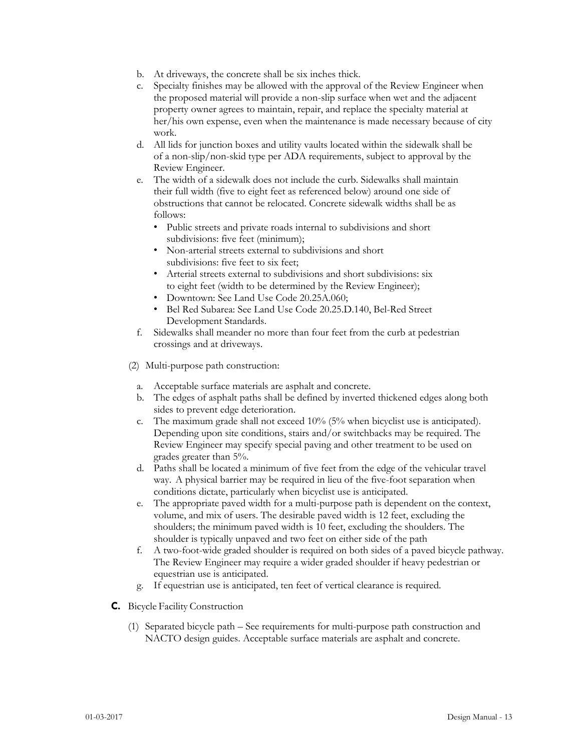b. At driveways, the concrete shall be six inches thick.
c. Specialty finishes may be allowed with the approval of the Review Engineer when the proposed material will provide a non-slip surface when wet and the adjacent property owner agrees to maintain, repair, and replace the specialty material at her/his own expense, even when the maintenance is made necessary because of city work.
d. All lids for junction boxes and utility vaults located within the sidewalk shall be of a non-slip/non-skid type per ADA requirements, subject to approval by the Review Engineer.
e. The width of a sidewalk does not include the curb. Sidewalks shall maintain their full width (five to eight feet as referenced below) around one side of obstructions that cannot be relocated. Concrete sidewalk widths shall be as follows:
   - Public streets and private roads internal to subdivisions and short subdivisions: five feet (minimum);
   - Non-arterial streets external to subdivisions and short subdivisions: five feet to six feet;
   - Arterial streets external to subdivisions and short subdivisions: six to eight feet (width to be determined by the Review Engineer);
   - Downtown: See Land Use Code 20.25A.060;
   - Bel Red Subarea: See Land Use Code 20.25.D.140, Bel-Red Street Development Standards.
f. Sidewalks shall meander no more than four feet from the curb at pedestrian crossings and at driveways.

(2) Multi-purpose path construction:

a. Acceptable surface materials are asphalt and concrete.
b. The edges of asphalt paths shall be defined by inverted thickened edges along both sides to prevent edge deterioration.
c. The maximum grade shall not exceed 10% (5% when bicyclist use is anticipated). Depending upon site conditions, stairs and/or switchbacks may be required. The Review Engineer may specify special paving and other treatment to be used on grades greater than 5%.
d. Paths shall be located a minimum of five feet from the edge of the vehicular travel way. A physical barrier may be required in lieu of the five-foot separation when conditions dictate, particularly when bicyclist use is anticipated.
e. The appropriate paved width for a multi-purpose path is dependent on the context, volume, and mix of users. The desirable paved width is 12 feet, excluding the shoulders; the minimum paved width is 10 feet, excluding the shoulders. The shoulder is typically unpaved and two feet on either side of the path
f. A two-foot-wide graded shoulder is required on both sides of a paved bicycle pathway. The Review Engineer may require a wider graded shoulder if heavy pedestrian or equestrian use is anticipated.
g. If equestrian use is anticipated, ten feet of vertical clearance is required.

**C.** Bicycle Facility Construction

(1) Separated bicycle path – See requirements for multi-purpose path construction and NACTO design guides. Acceptable surface materials are asphalt and concrete.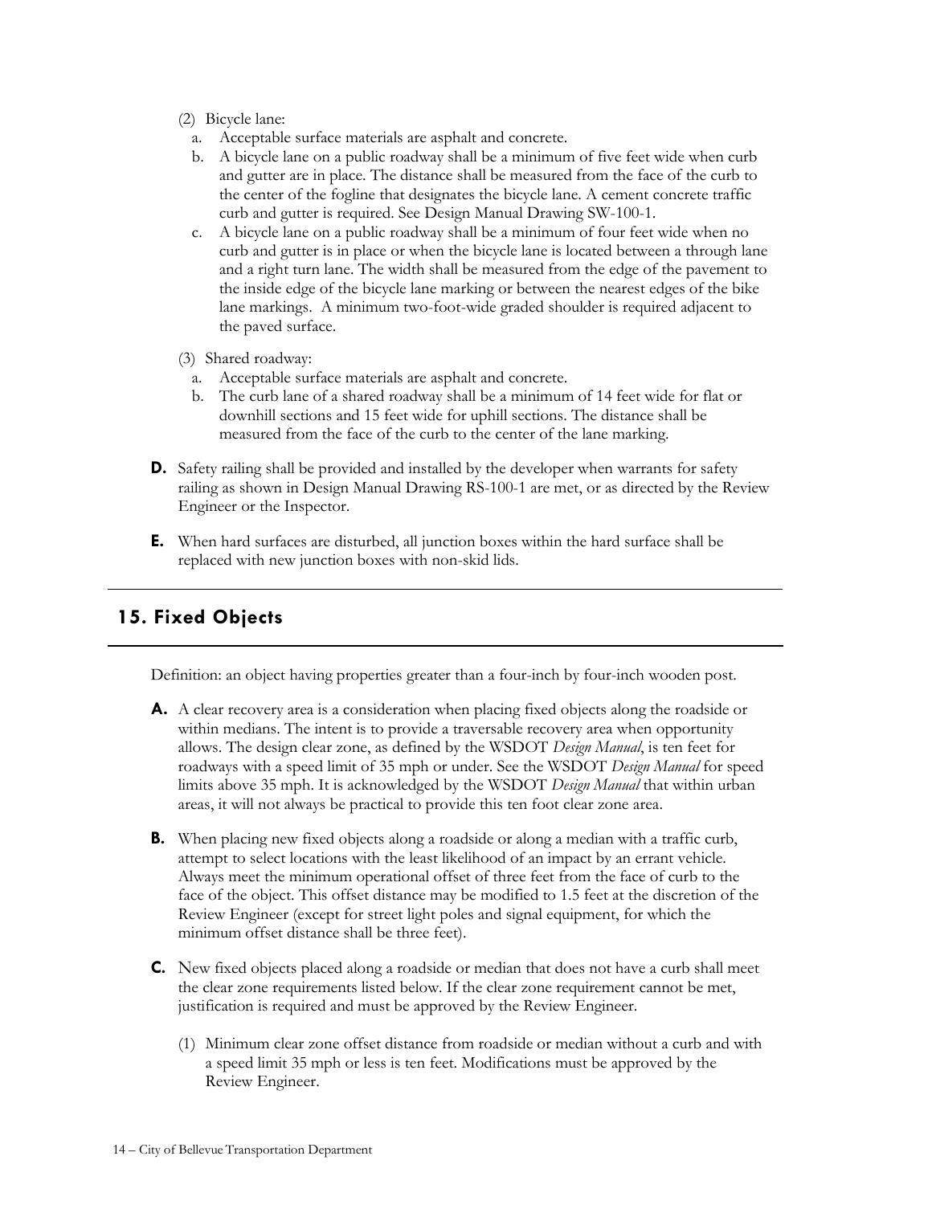(2) Bicycle lane:
   a. Acceptable surface materials are asphalt and concrete.
   b. A bicycle lane on a public roadway shall be a minimum of five feet wide when curb and gutter are in place. The distance shall be measured from the face of the curb to the center of the fogline that designates the bicycle lane. A cement concrete traffic curb and gutter is required. See Design Manual Drawing SW-100-1.
   c. A bicycle lane on a public roadway shall be a minimum of four feet wide when no curb and gutter is in place or when the bicycle lane is located between a through lane and a right turn lane. The width shall be measured from the edge of the pavement to the inside edge of the bicycle lane marking or between the nearest edges of the bike lane markings. A minimum two-foot-wide graded shoulder is required adjacent to the paved surface.

(3) Shared roadway:
   a. Acceptable surface materials are asphalt and concrete.
   b. The curb lane of a shared roadway shall be a minimum of 14 feet wide for flat or downhill sections and 15 feet wide for uphill sections. The distance shall be measured from the face of the curb to the center of the lane marking.

**D.** Safety railing shall be provided and installed by the developer when warrants for safety railing as shown in Design Manual Drawing RS-100-1 are met, or as directed by the Review Engineer or the Inspector.

**E.** When hard surfaces are disturbed, all junction boxes within the hard surface shall be replaced with new junction boxes with non-skid lids.

## 15. Fixed Objects

Definition: an object having properties greater than a four-inch by four-inch wooden post.

**A.** A clear recovery area is a consideration when placing fixed objects along the roadside or within medians. The intent is to provide a traversable recovery area when opportunity allows. The design clear zone, as defined by the WSDOT *Design Manual*, is ten feet for roadways with a speed limit of 35 mph or under. See the WSDOT *Design Manual* for speed limits above 35 mph. It is acknowledged by the WSDOT *Design Manual* that within urban areas, it will not always be practical to provide this ten foot clear zone area.

**B.** When placing new fixed objects along a roadside or along a median with a traffic curb, attempt to select locations with the least likelihood of an impact by an errant vehicle. Always meet the minimum operational offset of three feet from the face of curb to the face of the object. This offset distance may be modified to 1.5 feet at the discretion of the Review Engineer (except for street light poles and signal equipment, for which the minimum offset distance shall be three feet).

**C.** New fixed objects placed along a roadside or median that does not have a curb shall meet the clear zone requirements listed below. If the clear zone requirement cannot be met, justification is required and must be approved by the Review Engineer.

(1) Minimum clear zone offset distance from roadside or median without a curb and with a speed limit 35 mph or less is ten feet. Modifications must be approved by the Review Engineer.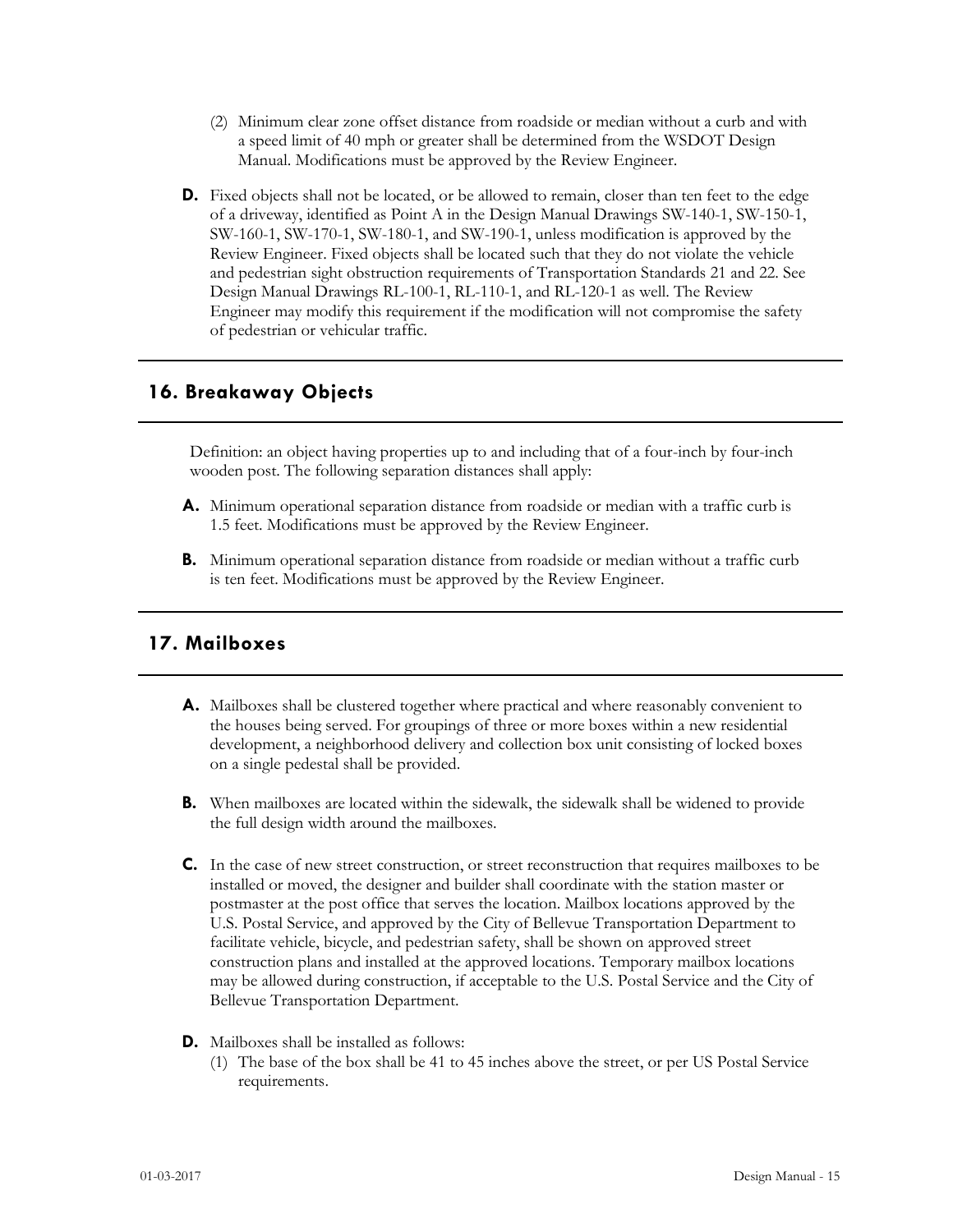(2) Minimum clear zone offset distance from roadside or median without a curb and with a speed limit of 40 mph or greater shall be determined from the WSDOT Design Manual. Modifications must be approved by the Review Engineer.

**D.** Fixed objects shall not be located, or be allowed to remain, closer than ten feet to the edge of a driveway, identified as Point A in the Design Manual Drawings SW-140-1, SW-150-1, SW-160-1, SW-170-1, SW-180-1, and SW-190-1, unless modification is approved by the Review Engineer. Fixed objects shall be located such that they do not violate the vehicle and pedestrian sight obstruction requirements of Transportation Standards 21 and 22. See Design Manual Drawings RL-100-1, RL-110-1, and RL-120-1 as well. The Review Engineer may modify this requirement if the modification will not compromise the safety of pedestrian or vehicular traffic.

## 16. Breakaway Objects

Definition: an object having properties up to and including that of a four-inch by four-inch wooden post. The following separation distances shall apply:

**A.** Minimum operational separation distance from roadside or median with a traffic curb is 1.5 feet. Modifications must be approved by the Review Engineer.

**B.** Minimum operational separation distance from roadside or median without a traffic curb is ten feet. Modifications must be approved by the Review Engineer.

## 17. Mailboxes

**A.** Mailboxes shall be clustered together where practical and where reasonably convenient to the houses being served. For groupings of three or more boxes within a new residential development, a neighborhood delivery and collection box unit consisting of locked boxes on a single pedestal shall be provided.

**B.** When mailboxes are located within the sidewalk, the sidewalk shall be widened to provide the full design width around the mailboxes.

**C.** In the case of new street construction, or street reconstruction that requires mailboxes to be installed or moved, the designer and builder shall coordinate with the station master or postmaster at the post office that serves the location. Mailbox locations approved by the U.S. Postal Service, and approved by the City of Bellevue Transportation Department to facilitate vehicle, bicycle, and pedestrian safety, shall be shown on approved street construction plans and installed at the approved locations. Temporary mailbox locations may be allowed during construction, if acceptable to the U.S. Postal Service and the City of Bellevue Transportation Department.

**D.** Mailboxes shall be installed as follows:

(1) The base of the box shall be 41 to 45 inches above the street, or per US Postal Service requirements.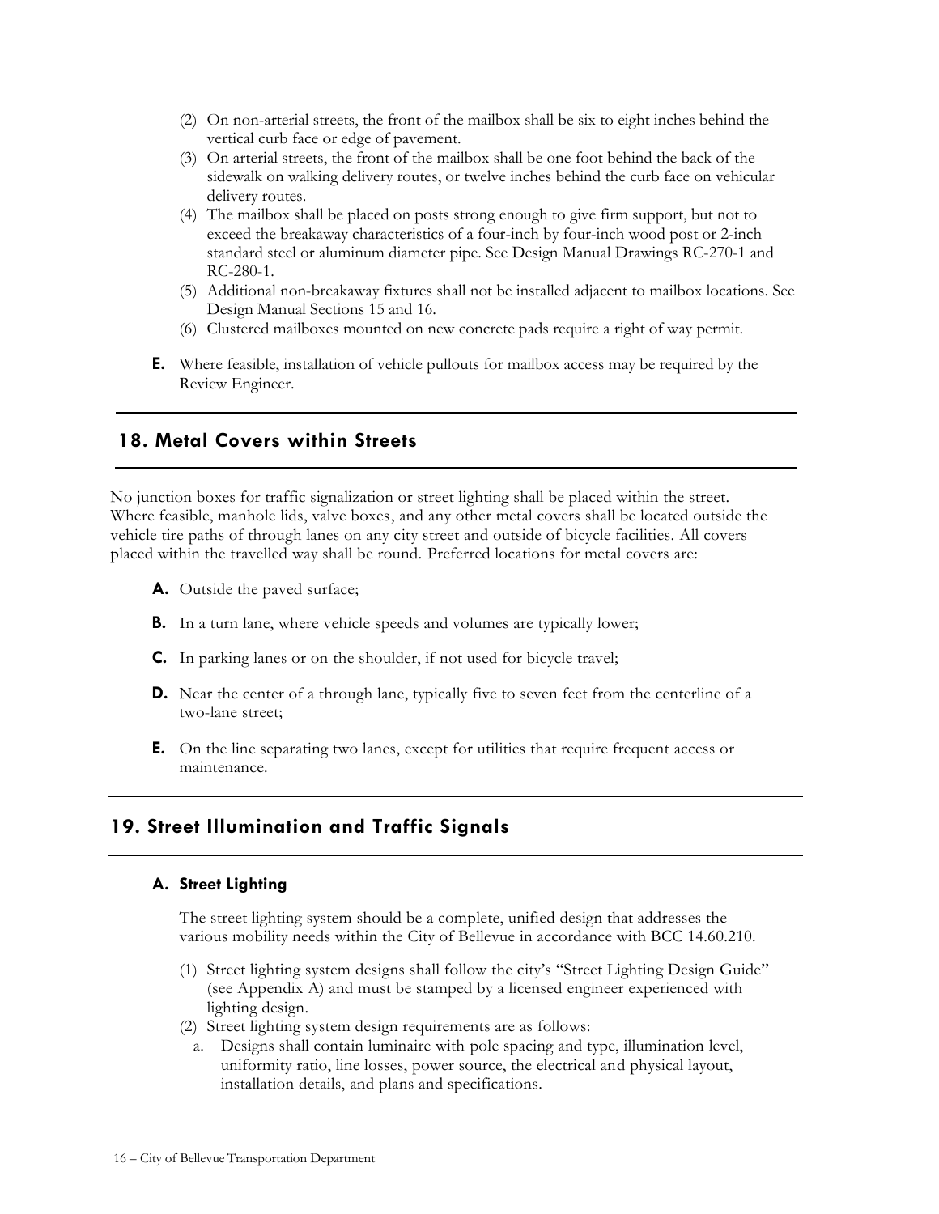(2) On non-arterial streets, the front of the mailbox shall be six to eight inches behind the vertical curb face or edge of pavement.
(3) On arterial streets, the front of the mailbox shall be one foot behind the back of the sidewalk on walking delivery routes, or twelve inches behind the curb face on vehicular delivery routes.
(4) The mailbox shall be placed on posts strong enough to give firm support, but not to exceed the breakaway characteristics of a four-inch by four-inch wood post or 2-inch standard steel or aluminum diameter pipe. See Design Manual Drawings RC-270-1 and RC-280-1.
(5) Additional non-breakaway fixtures shall not be installed adjacent to mailbox locations. See Design Manual Sections 15 and 16.
(6) Clustered mailboxes mounted on new concrete pads require a right of way permit.

**E.** Where feasible, installation of vehicle pullouts for mailbox access may be required by the Review Engineer.

## 18. Metal Covers within Streets

No junction boxes for traffic signalization or street lighting shall be placed within the street. Where feasible, manhole lids, valve boxes, and any other metal covers shall be located outside the vehicle tire paths of through lanes on any city street and outside of bicycle facilities. All covers placed within the travelled way shall be round. Preferred locations for metal covers are:

**A.** Outside the paved surface;

**B.** In a turn lane, where vehicle speeds and volumes are typically lower;

**C.** In parking lanes or on the shoulder, if not used for bicycle travel;

**D.** Near the center of a through lane, typically five to seven feet from the centerline of a two-lane street;

**E.** On the line separating two lanes, except for utilities that require frequent access or maintenance.

## 19. Street Illumination and Traffic Signals

### A. Street Lighting

The street lighting system should be a complete, unified design that addresses the various mobility needs within the City of Bellevue in accordance with BCC 14.60.210.

(1) Street lighting system designs shall follow the city's "Street Lighting Design Guide" (see Appendix A) and must be stamped by a licensed engineer experienced with lighting design.
(2) Street lighting system design requirements are as follows:
   a. Designs shall contain luminaire with pole spacing and type, illumination level, uniformity ratio, line losses, power source, the electrical and physical layout, installation details, and plans and specifications.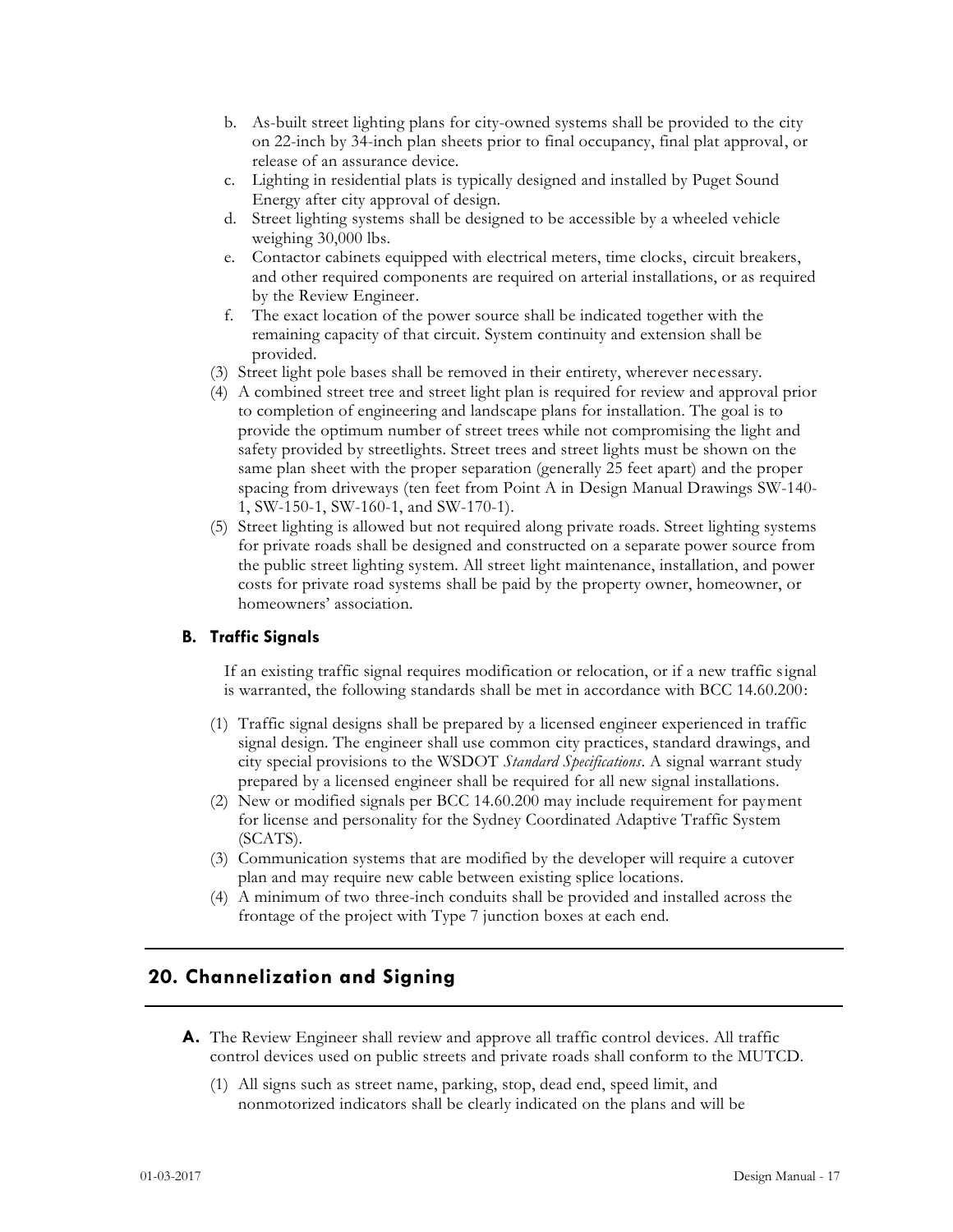b. As-built street lighting plans for city-owned systems shall be provided to the city on 22-inch by 34-inch plan sheets prior to final occupancy, final plat approval, or release of an assurance device.
c. Lighting in residential plats is typically designed and installed by Puget Sound Energy after city approval of design.
d. Street lighting systems shall be designed to be accessible by a wheeled vehicle weighing 30,000 lbs.
e. Contactor cabinets equipped with electrical meters, time clocks, circuit breakers, and other required components are required on arterial installations, or as required by the Review Engineer.
f. The exact location of the power source shall be indicated together with the remaining capacity of that circuit. System continuity and extension shall be provided.

(3) Street light pole bases shall be removed in their entirety, wherever necessary.

(4) A combined street tree and street light plan is required for review and approval prior to completion of engineering and landscape plans for installation. The goal is to provide the optimum number of street trees while not compromising the light and safety provided by streetlights. Street trees and street lights must be shown on the same plan sheet with the proper separation (generally 25 feet apart) and the proper spacing from driveways (ten feet from Point A in Design Manual Drawings SW-140-1, SW-150-1, SW-160-1, and SW-170-1).

(5) Street lighting is allowed but not required along private roads. Street lighting systems for private roads shall be designed and constructed on a separate power source from the public street lighting system. All street light maintenance, installation, and power costs for private road systems shall be paid by the property owner, homeowner, or homeowners' association.

### B. Traffic Signals

If an existing traffic signal requires modification or relocation, or if a new traffic signal is warranted, the following standards shall be met in accordance with BCC 14.60.200:

(1) Traffic signal designs shall be prepared by a licensed engineer experienced in traffic signal design. The engineer shall use common city practices, standard drawings, and city special provisions to the WSDOT *Standard Specifications*. A signal warrant study prepared by a licensed engineer shall be required for all new signal installations.

(2) New or modified signals per BCC 14.60.200 may include requirement for payment for license and personality for the Sydney Coordinated Adaptive Traffic System (SCATS).

(3) Communication systems that are modified by the developer will require a cutover plan and may require new cable between existing splice locations.

(4) A minimum of two three-inch conduits shall be provided and installed across the frontage of the project with Type 7 junction boxes at each end.

## 20. Channelization and Signing

**A.** The Review Engineer shall review and approve all traffic control devices. All traffic control devices used on public streets and private roads shall conform to the MUTCD.

(1) All signs such as street name, parking, stop, dead end, speed limit, and nonmotorized indicators shall be clearly indicated on the plans and will be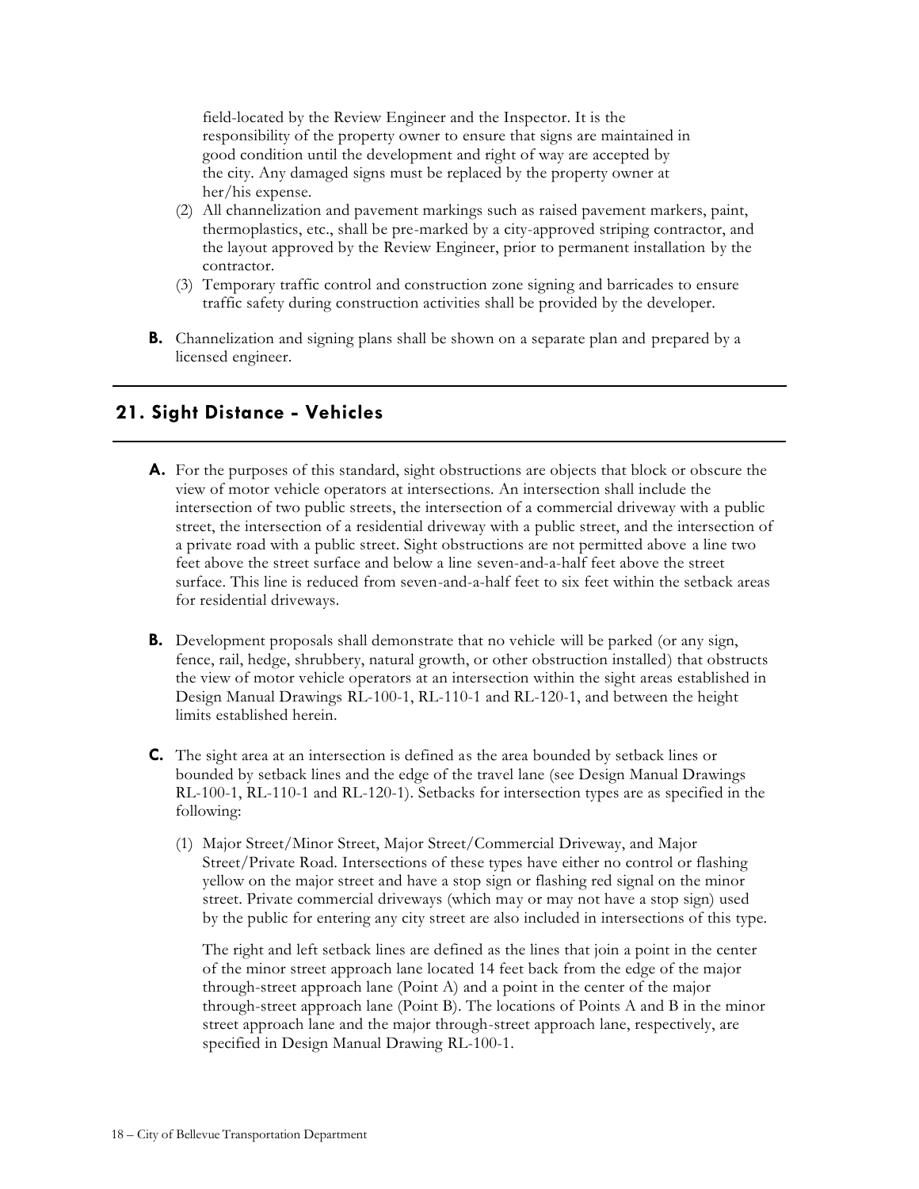field-located by the Review Engineer and the Inspector. It is the responsibility of the property owner to ensure that signs are maintained in good condition until the development and right of way are accepted by the city. Any damaged signs must be replaced by the property owner at her/his expense.

(2) All channelization and pavement markings such as raised pavement markers, paint, thermoplastics, etc., shall be pre-marked by a city-approved striping contractor, and the layout approved by the Review Engineer, prior to permanent installation by the contractor.

(3) Temporary traffic control and construction zone signing and barricades to ensure traffic safety during construction activities shall be provided by the developer.

**B.** Channelization and signing plans shall be shown on a separate plan and prepared by a licensed engineer.

## 21. Sight Distance - Vehicles

**A.** For the purposes of this standard, sight obstructions are objects that block or obscure the view of motor vehicle operators at intersections. An intersection shall include the intersection of two public streets, the intersection of a commercial driveway with a public street, the intersection of a residential driveway with a public street, and the intersection of a private road with a public street. Sight obstructions are not permitted above a line two feet above the street surface and below a line seven-and-a-half feet above the street surface. This line is reduced from seven-and-a-half feet to six feet within the setback areas for residential driveways.

**B.** Development proposals shall demonstrate that no vehicle will be parked (or any sign, fence, rail, hedge, shrubbery, natural growth, or other obstruction installed) that obstructs the view of motor vehicle operators at an intersection within the sight areas established in Design Manual Drawings RL-100-1, RL-110-1 and RL-120-1, and between the height limits established herein.

**C.** The sight area at an intersection is defined as the area bounded by setback lines or bounded by setback lines and the edge of the travel lane (see Design Manual Drawings RL-100-1, RL-110-1 and RL-120-1). Setbacks for intersection types are as specified in the following:

(1) Major Street/Minor Street, Major Street/Commercial Driveway, and Major Street/Private Road. Intersections of these types have either no control or flashing yellow on the major street and have a stop sign or flashing red signal on the minor street. Private commercial driveways (which may or may not have a stop sign) used by the public for entering any city street are also included in intersections of this type.

The right and left setback lines are defined as the lines that join a point in the center of the minor street approach lane located 14 feet back from the edge of the major through-street approach lane (Point A) and a point in the center of the major through-street approach lane (Point B). The locations of Points A and B in the minor street approach lane and the major through-street approach lane, respectively, are specified in Design Manual Drawing RL-100-1.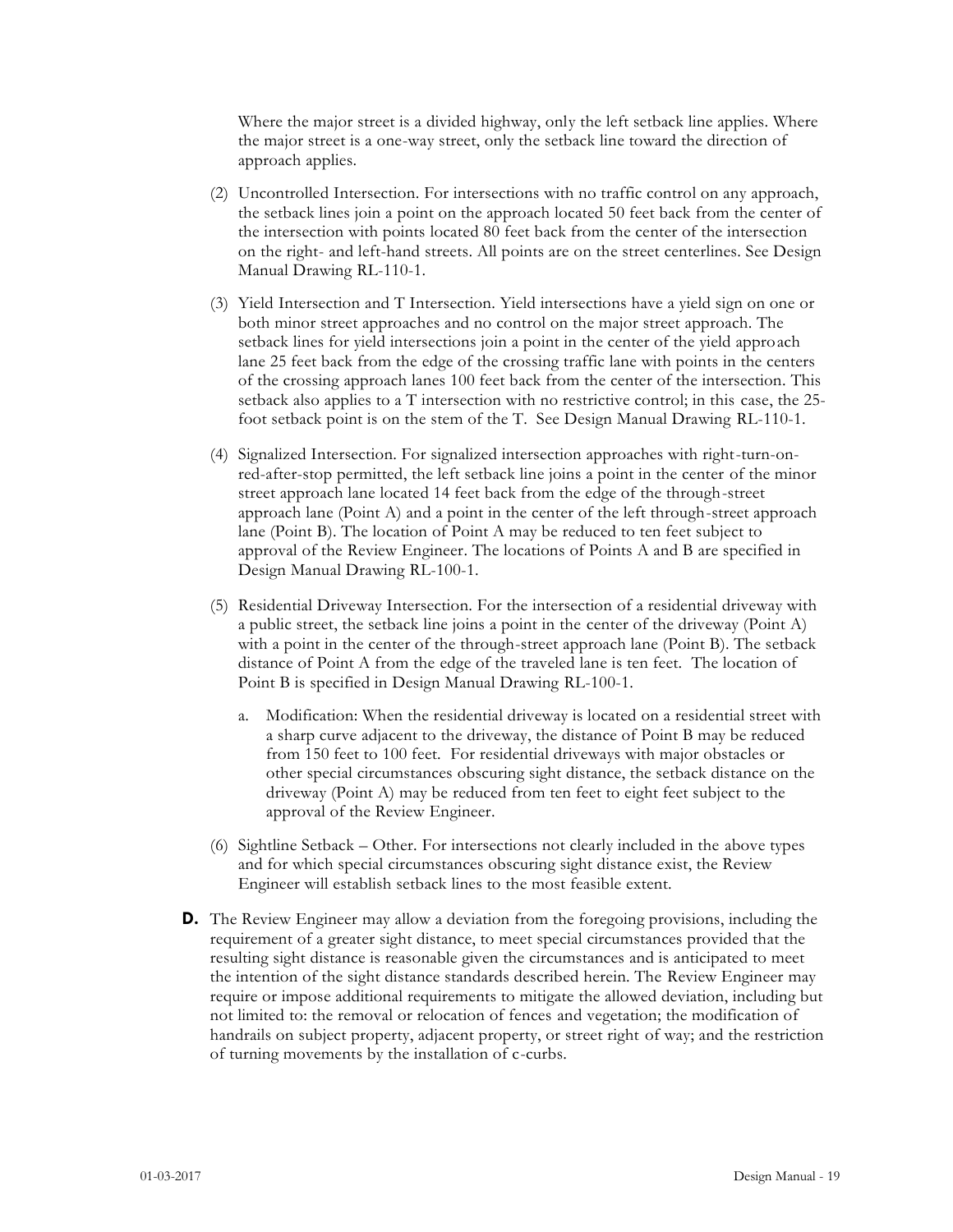Where the major street is a divided highway, only the left setback line applies. Where the major street is a one-way street, only the setback line toward the direction of approach applies.

(2) Uncontrolled Intersection. For intersections with no traffic control on any approach, the setback lines join a point on the approach located 50 feet back from the center of the intersection with points located 80 feet back from the center of the intersection on the right- and left-hand streets. All points are on the street centerlines. See Design Manual Drawing RL-110-1.

(3) Yield Intersection and T Intersection. Yield intersections have a yield sign on one or both minor street approaches and no control on the major street approach. The setback lines for yield intersections join a point in the center of the yield approach lane 25 feet back from the edge of the crossing traffic lane with points in the centers of the crossing approach lanes 100 feet back from the center of the intersection. This setback also applies to a T intersection with no restrictive control; in this case, the 25-foot setback point is on the stem of the T. See Design Manual Drawing RL-110-1.

(4) Signalized Intersection. For signalized intersection approaches with right-turn-on-red-after-stop permitted, the left setback line joins a point in the center of the minor street approach lane located 14 feet back from the edge of the through-street approach lane (Point A) and a point in the center of the left through-street approach lane (Point B). The location of Point A may be reduced to ten feet subject to approval of the Review Engineer. The locations of Points A and B are specified in Design Manual Drawing RL-100-1.

(5) Residential Driveway Intersection. For the intersection of a residential driveway with a public street, the setback line joins a point in the center of the driveway (Point A) with a point in the center of the through-street approach lane (Point B). The setback distance of Point A from the edge of the traveled lane is ten feet. The location of Point B is specified in Design Manual Drawing RL-100-1.

   a. Modification: When the residential driveway is located on a residential street with a sharp curve adjacent to the driveway, the distance of Point B may be reduced from 150 feet to 100 feet. For residential driveways with major obstacles or other special circumstances obscuring sight distance, the setback distance on the driveway (Point A) may be reduced from ten feet to eight feet subject to the approval of the Review Engineer.

(6) Sightline Setback – Other. For intersections not clearly included in the above types and for which special circumstances obscuring sight distance exist, the Review Engineer will establish setback lines to the most feasible extent.

**D.** The Review Engineer may allow a deviation from the foregoing provisions, including the requirement of a greater sight distance, to meet special circumstances provided that the resulting sight distance is reasonable given the circumstances and is anticipated to meet the intention of the sight distance standards described herein. The Review Engineer may require or impose additional requirements to mitigate the allowed deviation, including but not limited to: the removal or relocation of fences and vegetation; the modification of handrails on subject property, adjacent property, or street right of way; and the restriction of turning movements by the installation of c-curbs.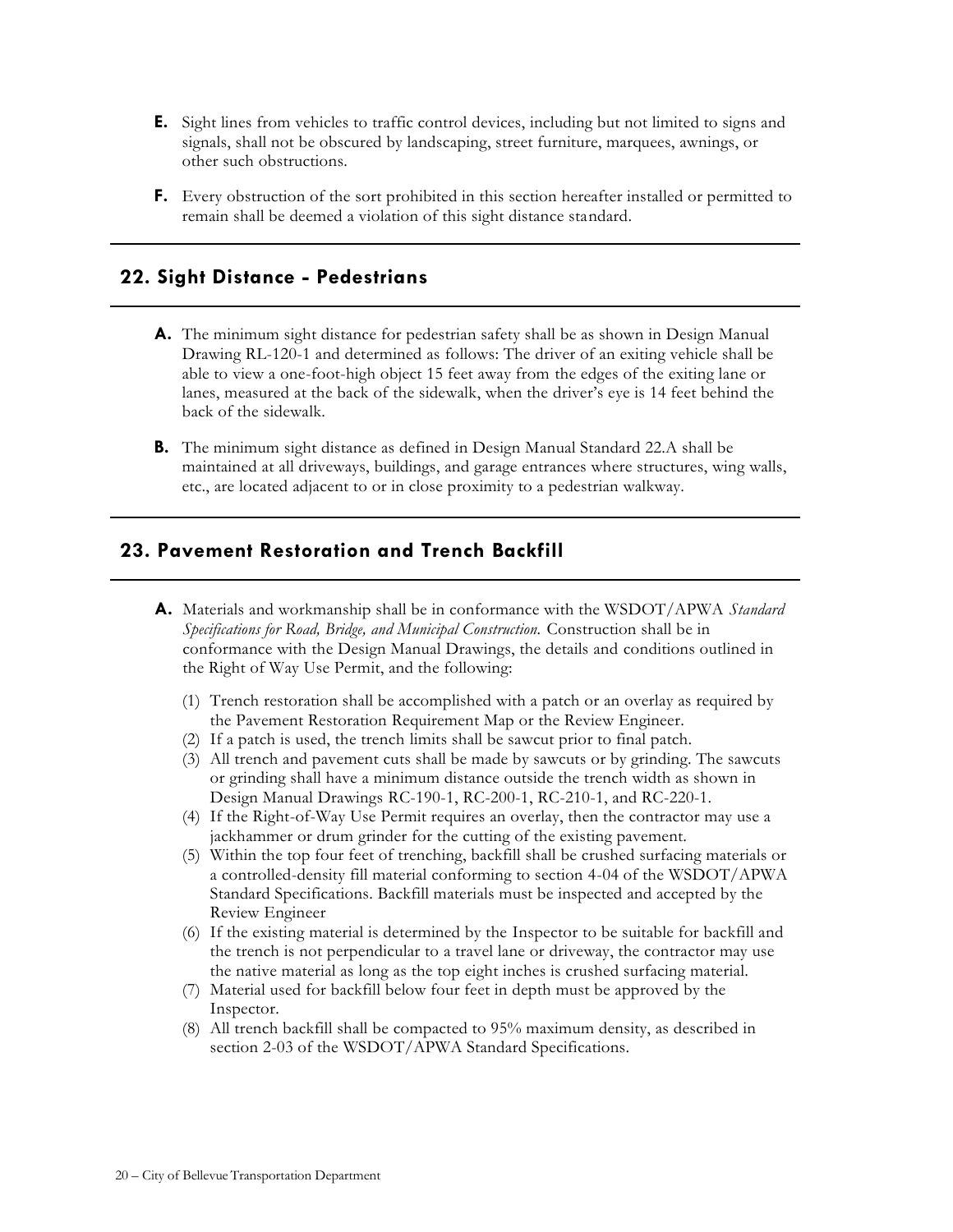**E.** Sight lines from vehicles to traffic control devices, including but not limited to signs and signals, shall not be obscured by landscaping, street furniture, marquees, awnings, or other such obstructions.

**F.** Every obstruction of the sort prohibited in this section hereafter installed or permitted to remain shall be deemed a violation of this sight distance standard.

## 22. Sight Distance - Pedestrians

**A.** The minimum sight distance for pedestrian safety shall be as shown in Design Manual Drawing RL-120-1 and determined as follows: The driver of an exiting vehicle shall be able to view a one-foot-high object 15 feet away from the edges of the exiting lane or lanes, measured at the back of the sidewalk, when the driver's eye is 14 feet behind the back of the sidewalk.

**B.** The minimum sight distance as defined in Design Manual Standard 22.A shall be maintained at all driveways, buildings, and garage entrances where structures, wing walls, etc., are located adjacent to or in close proximity to a pedestrian walkway.

## 23. Pavement Restoration and Trench Backfill

**A.** Materials and workmanship shall be in conformance with the WSDOT/APWA *Standard Specifications for Road, Bridge, and Municipal Construction.* Construction shall be in conformance with the Design Manual Drawings, the details and conditions outlined in the Right of Way Use Permit, and the following:

(1) Trench restoration shall be accomplished with a patch or an overlay as required by the Pavement Restoration Requirement Map or the Review Engineer.
(2) If a patch is used, the trench limits shall be sawcut prior to final patch.
(3) All trench and pavement cuts shall be made by sawcuts or by grinding. The sawcuts or grinding shall have a minimum distance outside the trench width as shown in Design Manual Drawings RC-190-1, RC-200-1, RC-210-1, and RC-220-1.
(4) If the Right-of-Way Use Permit requires an overlay, then the contractor may use a jackhammer or drum grinder for the cutting of the existing pavement.
(5) Within the top four feet of trenching, backfill shall be crushed surfacing materials or a controlled-density fill material conforming to section 4-04 of the WSDOT/APWA Standard Specifications. Backfill materials must be inspected and accepted by the Review Engineer
(6) If the existing material is determined by the Inspector to be suitable for backfill and the trench is not perpendicular to a travel lane or driveway, the contractor may use the native material as long as the top eight inches is crushed surfacing material.
(7) Material used for backfill below four feet in depth must be approved by the Inspector.
(8) All trench backfill shall be compacted to 95% maximum density, as described in section 2-03 of the WSDOT/APWA Standard Specifications.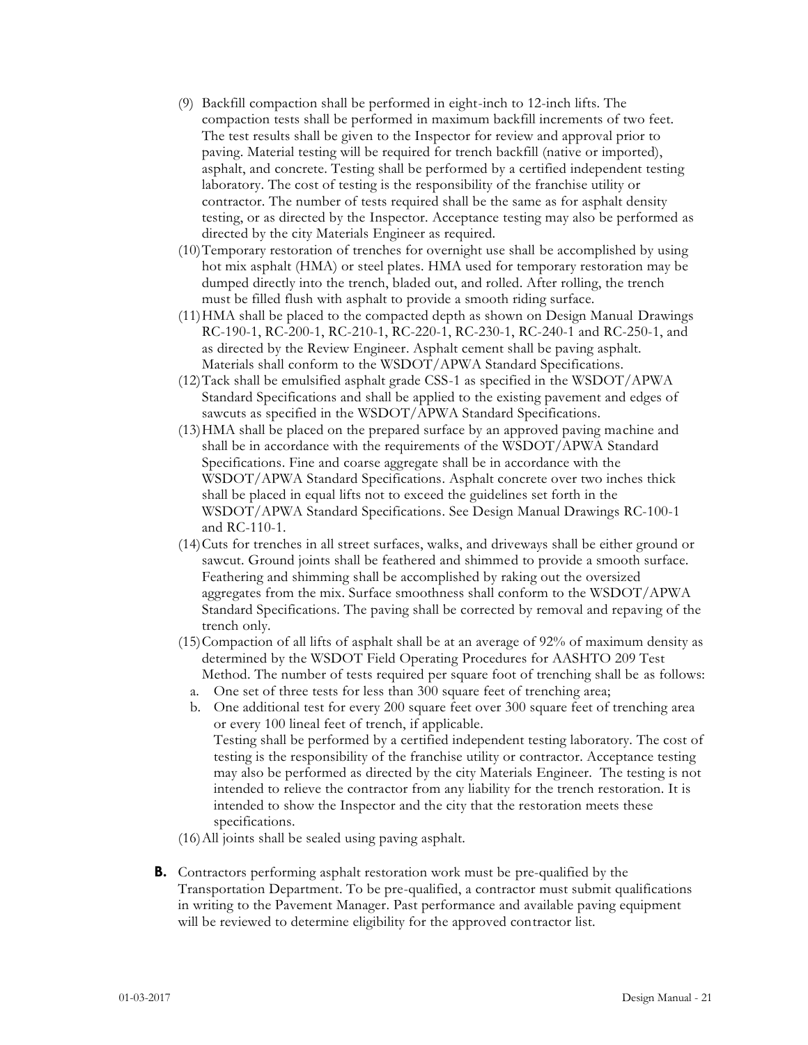(9) Backfill compaction shall be performed in eight-inch to 12-inch lifts. The compaction tests shall be performed in maximum backfill increments of two feet. The test results shall be given to the Inspector for review and approval prior to paving. Material testing will be required for trench backfill (native or imported), asphalt, and concrete. Testing shall be performed by a certified independent testing laboratory. The cost of testing is the responsibility of the franchise utility or contractor. The number of tests required shall be the same as for asphalt density testing, or as directed by the Inspector. Acceptance testing may also be performed as directed by the city Materials Engineer as required.

(10) Temporary restoration of trenches for overnight use shall be accomplished by using hot mix asphalt (HMA) or steel plates. HMA used for temporary restoration may be dumped directly into the trench, bladed out, and rolled. After rolling, the trench must be filled flush with asphalt to provide a smooth riding surface.

(11) HMA shall be placed to the compacted depth as shown on Design Manual Drawings RC-190-1, RC-200-1, RC-210-1, RC-220-1, RC-230-1, RC-240-1 and RC-250-1, and as directed by the Review Engineer. Asphalt cement shall be paving asphalt. Materials shall conform to the WSDOT/APWA Standard Specifications.

(12) Tack shall be emulsified asphalt grade CSS-1 as specified in the WSDOT/APWA Standard Specifications and shall be applied to the existing pavement and edges of sawcuts as specified in the WSDOT/APWA Standard Specifications.

(13) HMA shall be placed on the prepared surface by an approved paving machine and shall be in accordance with the requirements of the WSDOT/APWA Standard Specifications. Fine and coarse aggregate shall be in accordance with the WSDOT/APWA Standard Specifications. Asphalt concrete over two inches thick shall be placed in equal lifts not to exceed the guidelines set forth in the WSDOT/APWA Standard Specifications. See Design Manual Drawings RC-100-1 and RC-110-1.

(14) Cuts for trenches in all street surfaces, walks, and driveways shall be either ground or sawcut. Ground joints shall be feathered and shimmed to provide a smooth surface. Feathering and shimming shall be accomplished by raking out the oversized aggregates from the mix. Surface smoothness shall conform to the WSDOT/APWA Standard Specifications. The paving shall be corrected by removal and repaving of the trench only.

(15) Compaction of all lifts of asphalt shall be at an average of 92% of maximum density as determined by the WSDOT Field Operating Procedures for AASHTO 209 Test Method. The number of tests required per square foot of trenching shall be as follows:

   a. One set of three tests for less than 300 square feet of trenching area;
   b. One additional test for every 200 square feet over 300 square feet of trenching area or every 100 lineal feet of trench, if applicable.

   Testing shall be performed by a certified independent testing laboratory. The cost of testing is the responsibility of the franchise utility or contractor. Acceptance testing may also be performed as directed by the city Materials Engineer. The testing is not intended to relieve the contractor from any liability for the trench restoration. It is intended to show the Inspector and the city that the restoration meets these specifications.

(16) All joints shall be sealed using paving asphalt.

**B.** Contractors performing asphalt restoration work must be pre-qualified by the Transportation Department. To be pre-qualified, a contractor must submit qualifications in writing to the Pavement Manager. Past performance and available paving equipment will be reviewed to determine eligibility for the approved contractor list.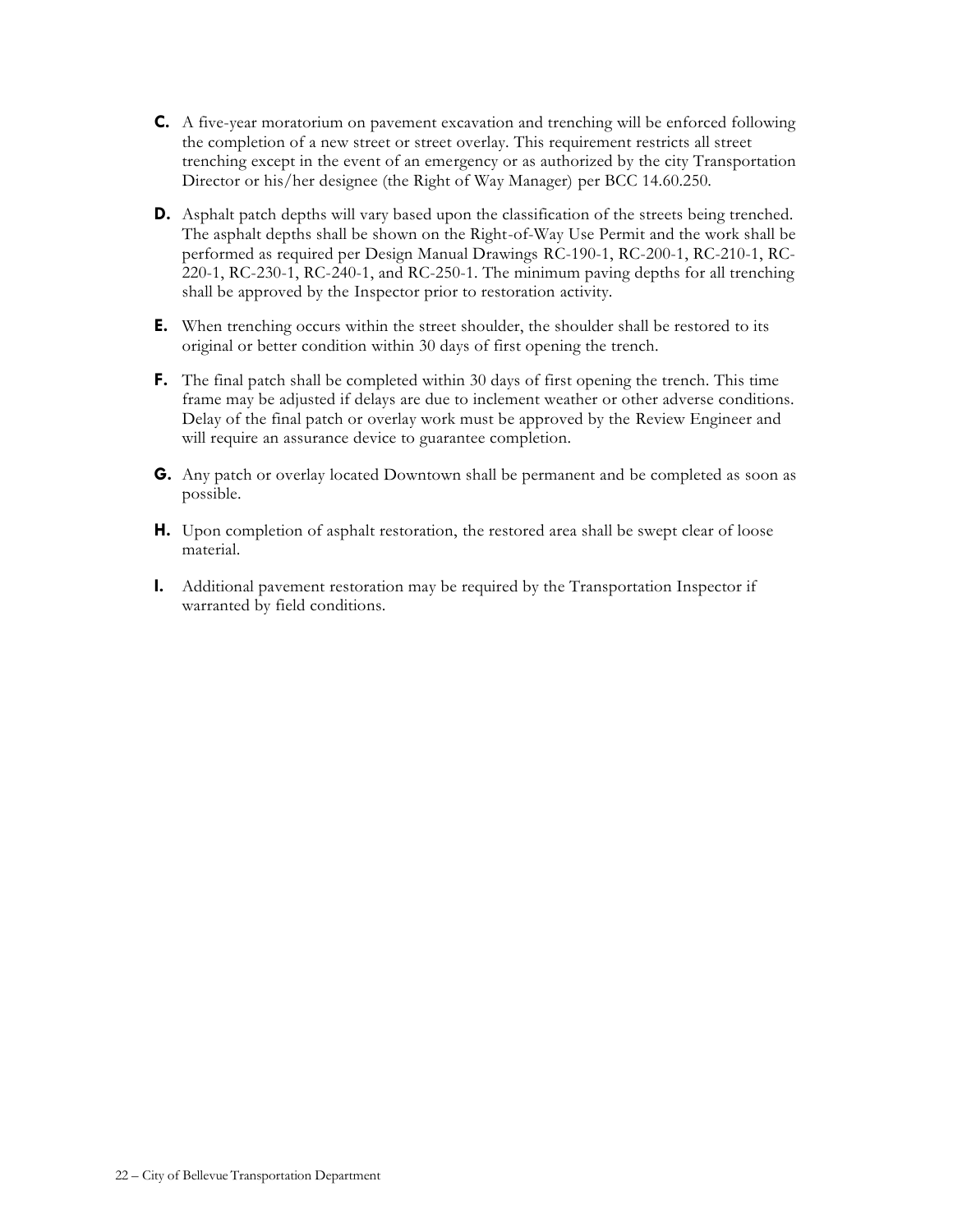**C.** A five-year moratorium on pavement excavation and trenching will be enforced following the completion of a new street or street overlay. This requirement restricts all street trenching except in the event of an emergency or as authorized by the city Transportation Director or his/her designee (the Right of Way Manager) per BCC 14.60.250.

**D.** Asphalt patch depths will vary based upon the classification of the streets being trenched. The asphalt depths shall be shown on the Right-of-Way Use Permit and the work shall be performed as required per Design Manual Drawings RC-190-1, RC-200-1, RC-210-1, RC-220-1, RC-230-1, RC-240-1, and RC-250-1. The minimum paving depths for all trenching shall be approved by the Inspector prior to restoration activity.

**E.** When trenching occurs within the street shoulder, the shoulder shall be restored to its original or better condition within 30 days of first opening the trench.

**F.** The final patch shall be completed within 30 days of first opening the trench. This time frame may be adjusted if delays are due to inclement weather or other adverse conditions. Delay of the final patch or overlay work must be approved by the Review Engineer and will require an assurance device to guarantee completion.

**G.** Any patch or overlay located Downtown shall be permanent and be completed as soon as possible.

**H.** Upon completion of asphalt restoration, the restored area shall be swept clear of loose material.

**I.** Additional pavement restoration may be required by the Transportation Inspector if warranted by field conditions.